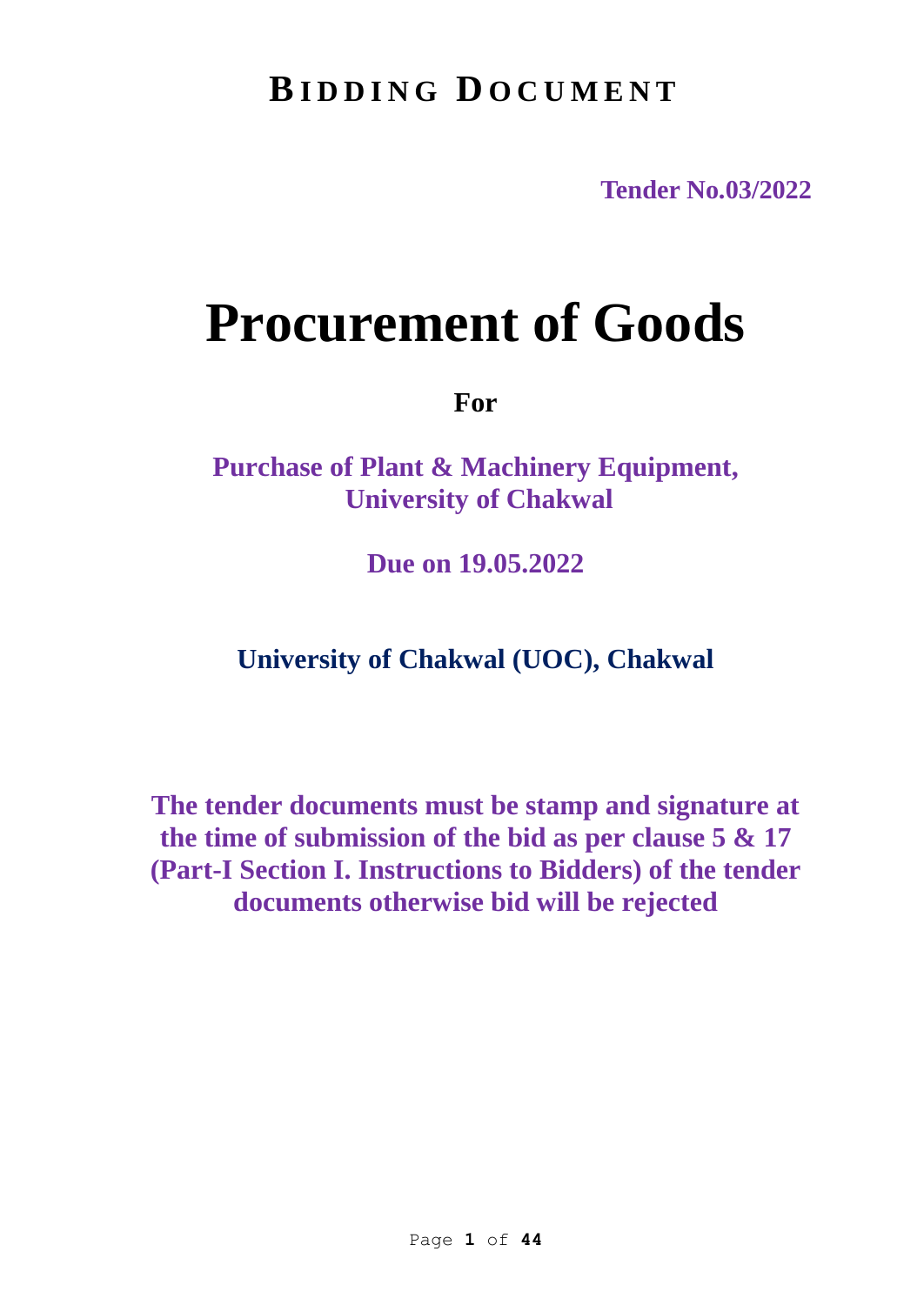# BIDDING DOCUMENT

**Tender No.03/2022**

# Procurement of Goods

**For**

**Purchase of Plant & Machinery Equipment, University of Chakwal**

**Due on 19.05.2022**

**University of Chakwal (UOC), Chakwal**

**The tender documents must be stamp and signature at the time of submission of the bid as per clause 5 & 17 (Part-I Section I. Instructions to Bidders) of the tender documents otherwise bid will be rejected**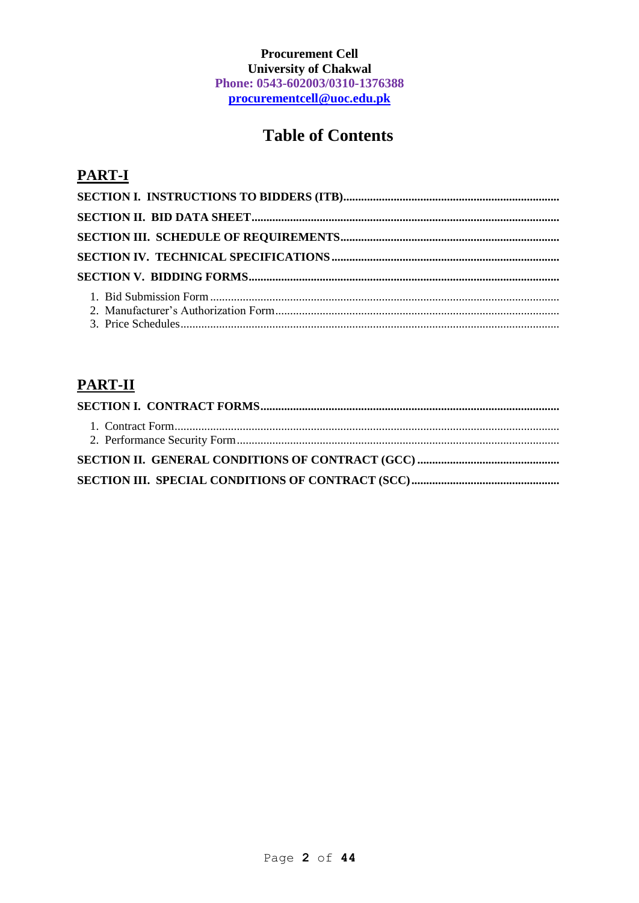**Procurement Cell**
**University of Chakwal**
**Phone: 0543-602003/0310-1376388**
**procurementcell@uoc.edu.pk**

# Table of Contents

## PART-I

**SECTION I. INSTRUCTIONS TO BIDDERS (ITB)**

**SECTION II. BID DATA SHEET**

**SECTION III. SCHEDULE OF REQUIREMENTS**

**SECTION IV. TECHNICAL SPECIFICATIONS**

**SECTION V. BIDDING FORMS**

1. Bid Submission Form
2. Manufacturer's Authorization Form
3. Price Schedules

## PART-II

**SECTION I. CONTRACT FORMS**

1. Contract Form
2. Performance Security Form

**SECTION II. GENERAL CONDITIONS OF CONTRACT (GCC)**

**SECTION III. SPECIAL CONDITIONS OF CONTRACT (SCC)**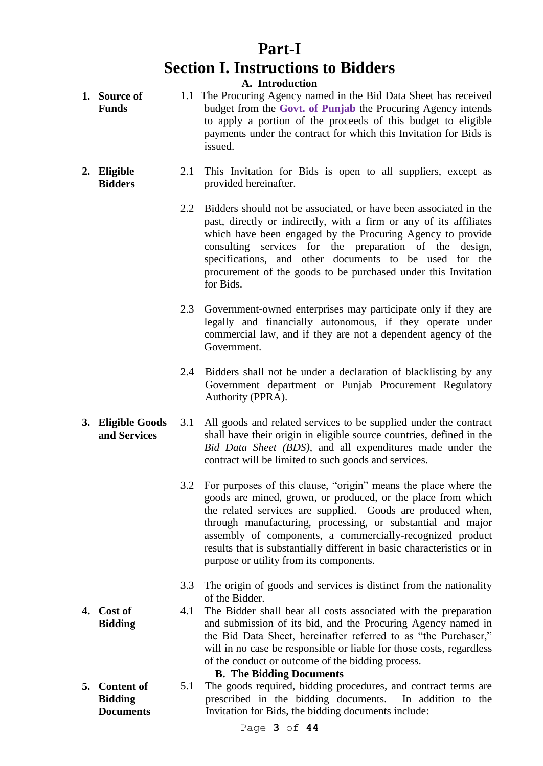# Part-I

# Section I. Instructions to Bidders

## A. Introduction

**1. Source of Funds**

1.1 The Procuring Agency named in the Bid Data Sheet has received budget from the **Govt. of Punjab** the Procuring Agency intends to apply a portion of the proceeds of this budget to eligible payments under the contract for which this Invitation for Bids is issued.

**2. Eligible Bidders**

2.1 This Invitation for Bids is open to all suppliers, except as provided hereinafter.

2.2 Bidders should not be associated, or have been associated in the past, directly or indirectly, with a firm or any of its affiliates which have been engaged by the Procuring Agency to provide consulting services for the preparation of the design, specifications, and other documents to be used for the procurement of the goods to be purchased under this Invitation for Bids.

2.3 Government-owned enterprises may participate only if they are legally and financially autonomous, if they operate under commercial law, and if they are not a dependent agency of the Government.

2.4 Bidders shall not be under a declaration of blacklisting by any Government department or Punjab Procurement Regulatory Authority (PPRA).

**3. Eligible Goods and Services**

3.1 All goods and related services to be supplied under the contract shall have their origin in eligible source countries, defined in the *Bid Data Sheet (BDS)*, and all expenditures made under the contract will be limited to such goods and services.

3.2 For purposes of this clause, "origin" means the place where the goods are mined, grown, or produced, or the place from which the related services are supplied. Goods are produced when, through manufacturing, processing, or substantial and major assembly of components, a commercially-recognized product results that is substantially different in basic characteristics or in purpose or utility from its components.

3.3 The origin of goods and services is distinct from the nationality of the Bidder.

**4. Cost of Bidding**

4.1 The Bidder shall bear all costs associated with the preparation and submission of its bid, and the Procuring Agency named in the Bid Data Sheet, hereinafter referred to as "the Purchaser," will in no case be responsible or liable for those costs, regardless of the conduct or outcome of the bidding process.

## B. The Bidding Documents

**5. Content of Bidding Documents**

5.1 The goods required, bidding procedures, and contract terms are prescribed in the bidding documents. In addition to the Invitation for Bids, the bidding documents include: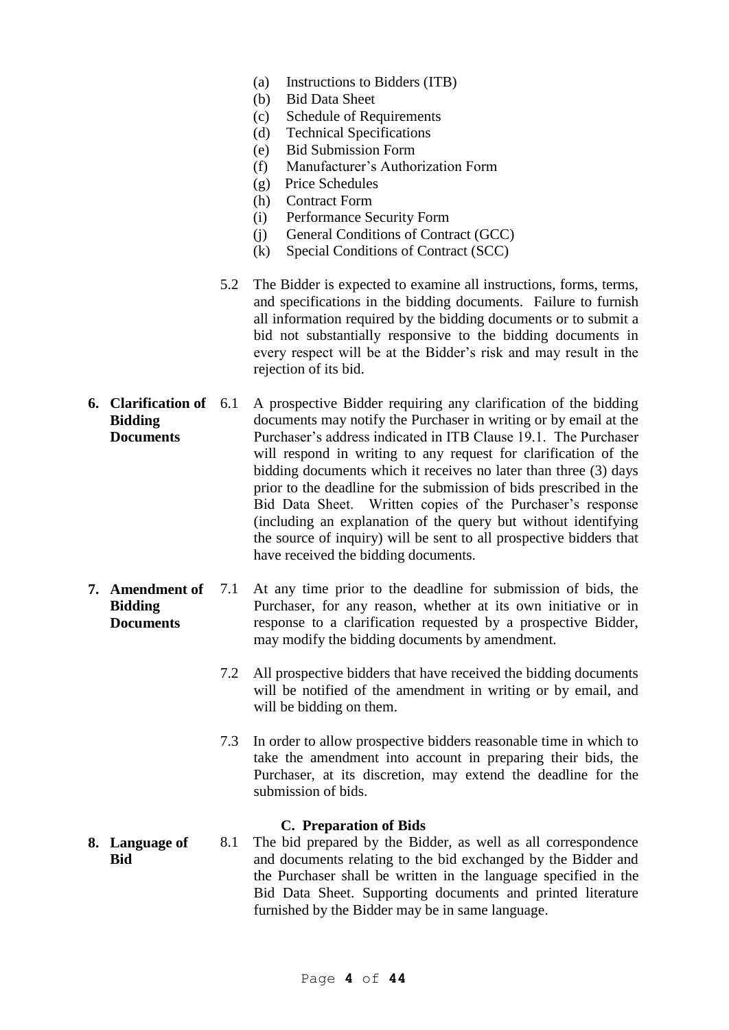(a) Instructions to Bidders (ITB)
(b) Bid Data Sheet
(c) Schedule of Requirements
(d) Technical Specifications
(e) Bid Submission Form
(f) Manufacturer's Authorization Form
(g) Price Schedules
(h) Contract Form
(i) Performance Security Form
(j) General Conditions of Contract (GCC)
(k) Special Conditions of Contract (SCC)

5.2 The Bidder is expected to examine all instructions, forms, terms, and specifications in the bidding documents. Failure to furnish all information required by the bidding documents or to submit a bid not substantially responsive to the bidding documents in every respect will be at the Bidder's risk and may result in the rejection of its bid.

**6. Clarification of Bidding Documents**

6.1 A prospective Bidder requiring any clarification of the bidding documents may notify the Purchaser in writing or by email at the Purchaser's address indicated in ITB Clause 19.1. The Purchaser will respond in writing to any request for clarification of the bidding documents which it receives no later than three (3) days prior to the deadline for the submission of bids prescribed in the Bid Data Sheet. Written copies of the Purchaser's response (including an explanation of the query but without identifying the source of inquiry) will be sent to all prospective bidders that have received the bidding documents.

**7. Amendment of Bidding Documents**

7.1 At any time prior to the deadline for submission of bids, the Purchaser, for any reason, whether at its own initiative or in response to a clarification requested by a prospective Bidder, may modify the bidding documents by amendment.

7.2 All prospective bidders that have received the bidding documents will be notified of the amendment in writing or by email, and will be bidding on them.

7.3 In order to allow prospective bidders reasonable time in which to take the amendment into account in preparing their bids, the Purchaser, at its discretion, may extend the deadline for the submission of bids.

## C. Preparation of Bids

**8. Language of Bid**

8.1 The bid prepared by the Bidder, as well as all correspondence and documents relating to the bid exchanged by the Bidder and the Purchaser shall be written in the language specified in the Bid Data Sheet. Supporting documents and printed literature furnished by the Bidder may be in same language.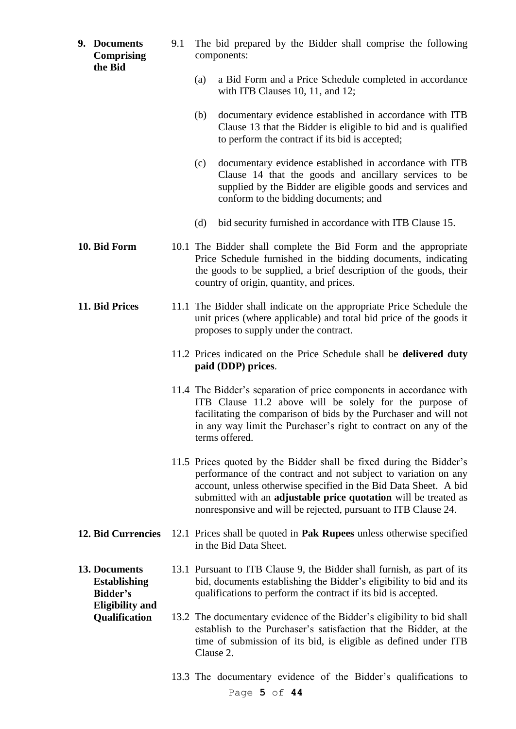**9. Documents Comprising the Bid**

9.1 The bid prepared by the Bidder shall comprise the following components:

(a) a Bid Form and a Price Schedule completed in accordance with ITB Clauses 10, 11, and 12;

(b) documentary evidence established in accordance with ITB Clause 13 that the Bidder is eligible to bid and is qualified to perform the contract if its bid is accepted;

(c) documentary evidence established in accordance with ITB Clause 14 that the goods and ancillary services to be supplied by the Bidder are eligible goods and services and conform to the bidding documents; and

(d) bid security furnished in accordance with ITB Clause 15.

**10. Bid Form**

10.1 The Bidder shall complete the Bid Form and the appropriate Price Schedule furnished in the bidding documents, indicating the goods to be supplied, a brief description of the goods, their country of origin, quantity, and prices.

**11. Bid Prices**

11.1 The Bidder shall indicate on the appropriate Price Schedule the unit prices (where applicable) and total bid price of the goods it proposes to supply under the contract.

11.2 Prices indicated on the Price Schedule shall be **delivered duty paid (DDP) prices**.

11.4 The Bidder's separation of price components in accordance with ITB Clause 11.2 above will be solely for the purpose of facilitating the comparison of bids by the Purchaser and will not in any way limit the Purchaser's right to contract on any of the terms offered.

11.5 Prices quoted by the Bidder shall be fixed during the Bidder's performance of the contract and not subject to variation on any account, unless otherwise specified in the Bid Data Sheet. A bid submitted with an **adjustable price quotation** will be treated as nonresponsive and will be rejected, pursuant to ITB Clause 24.

**12. Bid Currencies**

12.1 Prices shall be quoted in **Pak Rupees** unless otherwise specified in the Bid Data Sheet.

**13. Documents Establishing Bidder's Eligibility and Qualification**

13.1 Pursuant to ITB Clause 9, the Bidder shall furnish, as part of its bid, documents establishing the Bidder's eligibility to bid and its qualifications to perform the contract if its bid is accepted.

13.2 The documentary evidence of the Bidder's eligibility to bid shall establish to the Purchaser's satisfaction that the Bidder, at the time of submission of its bid, is eligible as defined under ITB Clause 2.

13.3 The documentary evidence of the Bidder's qualifications to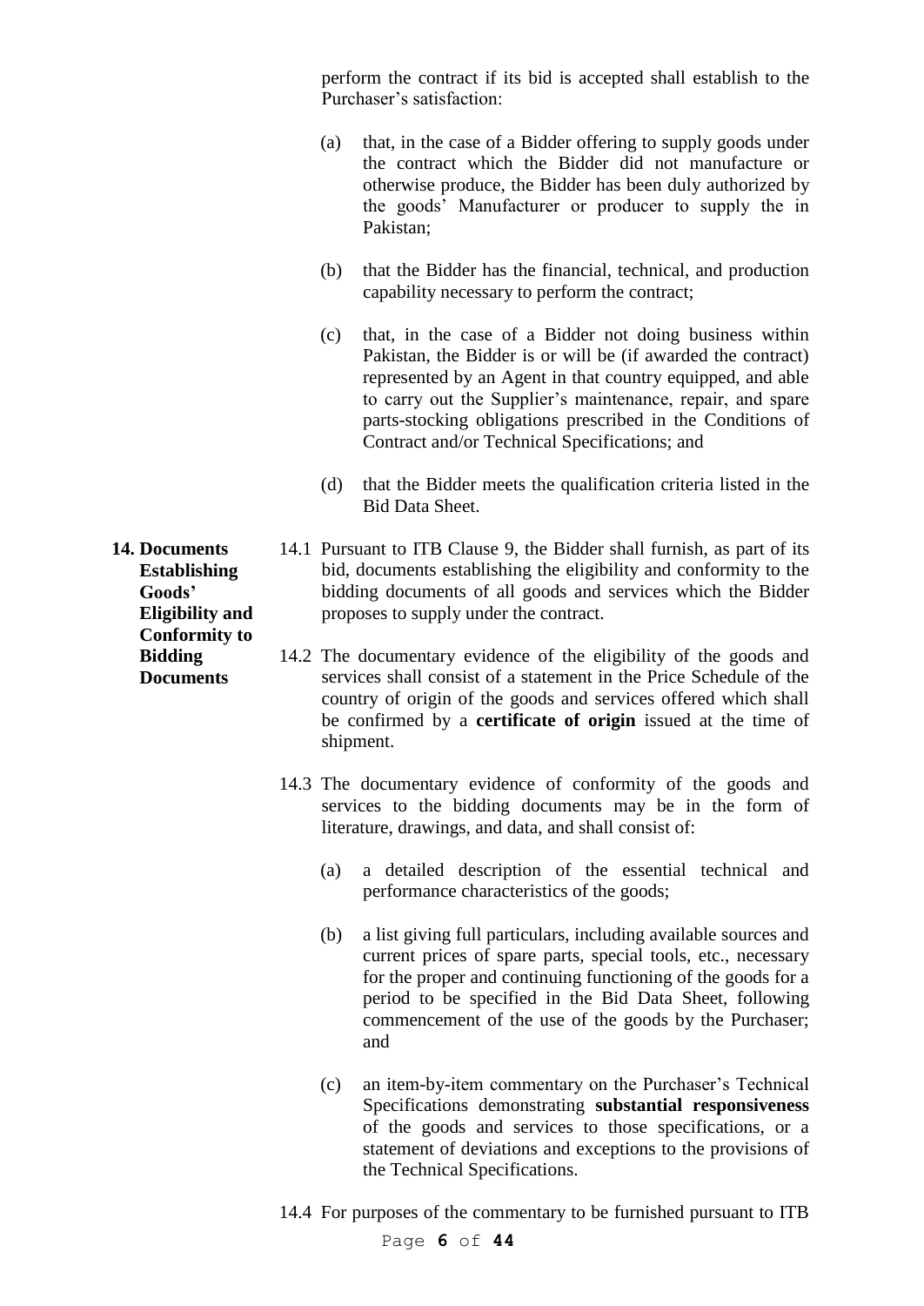perform the contract if its bid is accepted shall establish to the Purchaser's satisfaction:

(a) that, in the case of a Bidder offering to supply goods under the contract which the Bidder did not manufacture or otherwise produce, the Bidder has been duly authorized by the goods' Manufacturer or producer to supply the in Pakistan;

(b) that the Bidder has the financial, technical, and production capability necessary to perform the contract;

(c) that, in the case of a Bidder not doing business within Pakistan, the Bidder is or will be (if awarded the contract) represented by an Agent in that country equipped, and able to carry out the Supplier's maintenance, repair, and spare parts-stocking obligations prescribed in the Conditions of Contract and/or Technical Specifications; and

(d) that the Bidder meets the qualification criteria listed in the Bid Data Sheet.

**14. Documents Establishing Goods' Eligibility and Conformity to Bidding Documents**

14.1 Pursuant to ITB Clause 9, the Bidder shall furnish, as part of its bid, documents establishing the eligibility and conformity to the bidding documents of all goods and services which the Bidder proposes to supply under the contract.

14.2 The documentary evidence of the eligibility of the goods and services shall consist of a statement in the Price Schedule of the country of origin of the goods and services offered which shall be confirmed by a **certificate of origin** issued at the time of shipment.

14.3 The documentary evidence of conformity of the goods and services to the bidding documents may be in the form of literature, drawings, and data, and shall consist of:

(a) a detailed description of the essential technical and performance characteristics of the goods;

(b) a list giving full particulars, including available sources and current prices of spare parts, special tools, etc., necessary for the proper and continuing functioning of the goods for a period to be specified in the Bid Data Sheet, following commencement of the use of the goods by the Purchaser; and

(c) an item-by-item commentary on the Purchaser's Technical Specifications demonstrating **substantial responsiveness** of the goods and services to those specifications, or a statement of deviations and exceptions to the provisions of the Technical Specifications.

14.4 For purposes of the commentary to be furnished pursuant to ITB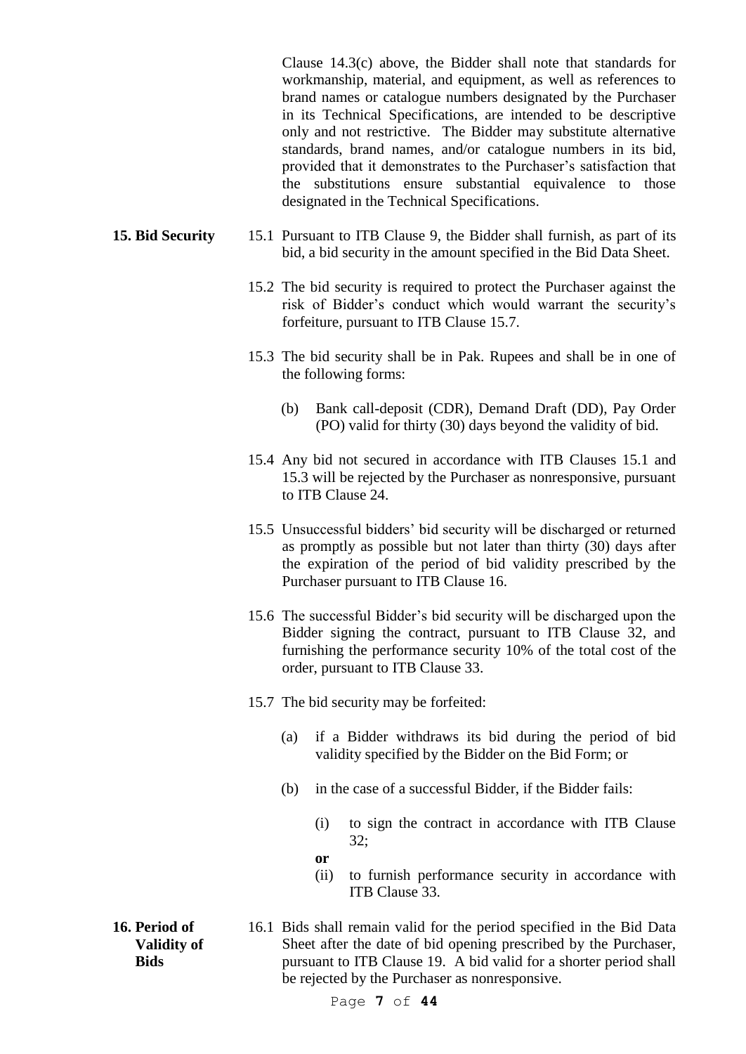Clause 14.3(c) above, the Bidder shall note that standards for workmanship, material, and equipment, as well as references to brand names or catalogue numbers designated by the Purchaser in its Technical Specifications, are intended to be descriptive only and not restrictive. The Bidder may substitute alternative standards, brand names, and/or catalogue numbers in its bid, provided that it demonstrates to the Purchaser's satisfaction that the substitutions ensure substantial equivalence to those designated in the Technical Specifications.

**15. Bid Security**

15.1 Pursuant to ITB Clause 9, the Bidder shall furnish, as part of its bid, a bid security in the amount specified in the Bid Data Sheet.

15.2 The bid security is required to protect the Purchaser against the risk of Bidder's conduct which would warrant the security's forfeiture, pursuant to ITB Clause 15.7.

15.3 The bid security shall be in Pak. Rupees and shall be in one of the following forms:

(b) Bank call-deposit (CDR), Demand Draft (DD), Pay Order (PO) valid for thirty (30) days beyond the validity of bid.

15.4 Any bid not secured in accordance with ITB Clauses 15.1 and 15.3 will be rejected by the Purchaser as nonresponsive, pursuant to ITB Clause 24.

15.5 Unsuccessful bidders' bid security will be discharged or returned as promptly as possible but not later than thirty (30) days after the expiration of the period of bid validity prescribed by the Purchaser pursuant to ITB Clause 16.

15.6 The successful Bidder's bid security will be discharged upon the Bidder signing the contract, pursuant to ITB Clause 32, and furnishing the performance security 10% of the total cost of the order, pursuant to ITB Clause 33.

15.7 The bid security may be forfeited:

(a) if a Bidder withdraws its bid during the period of bid validity specified by the Bidder on the Bid Form; or

(b) in the case of a successful Bidder, if the Bidder fails:

(i) to sign the contract in accordance with ITB Clause 32;

**or**

(ii) to furnish performance security in accordance with ITB Clause 33.

**16. Period of Validity of Bids**

16.1 Bids shall remain valid for the period specified in the Bid Data Sheet after the date of bid opening prescribed by the Purchaser, pursuant to ITB Clause 19. A bid valid for a shorter period shall be rejected by the Purchaser as nonresponsive.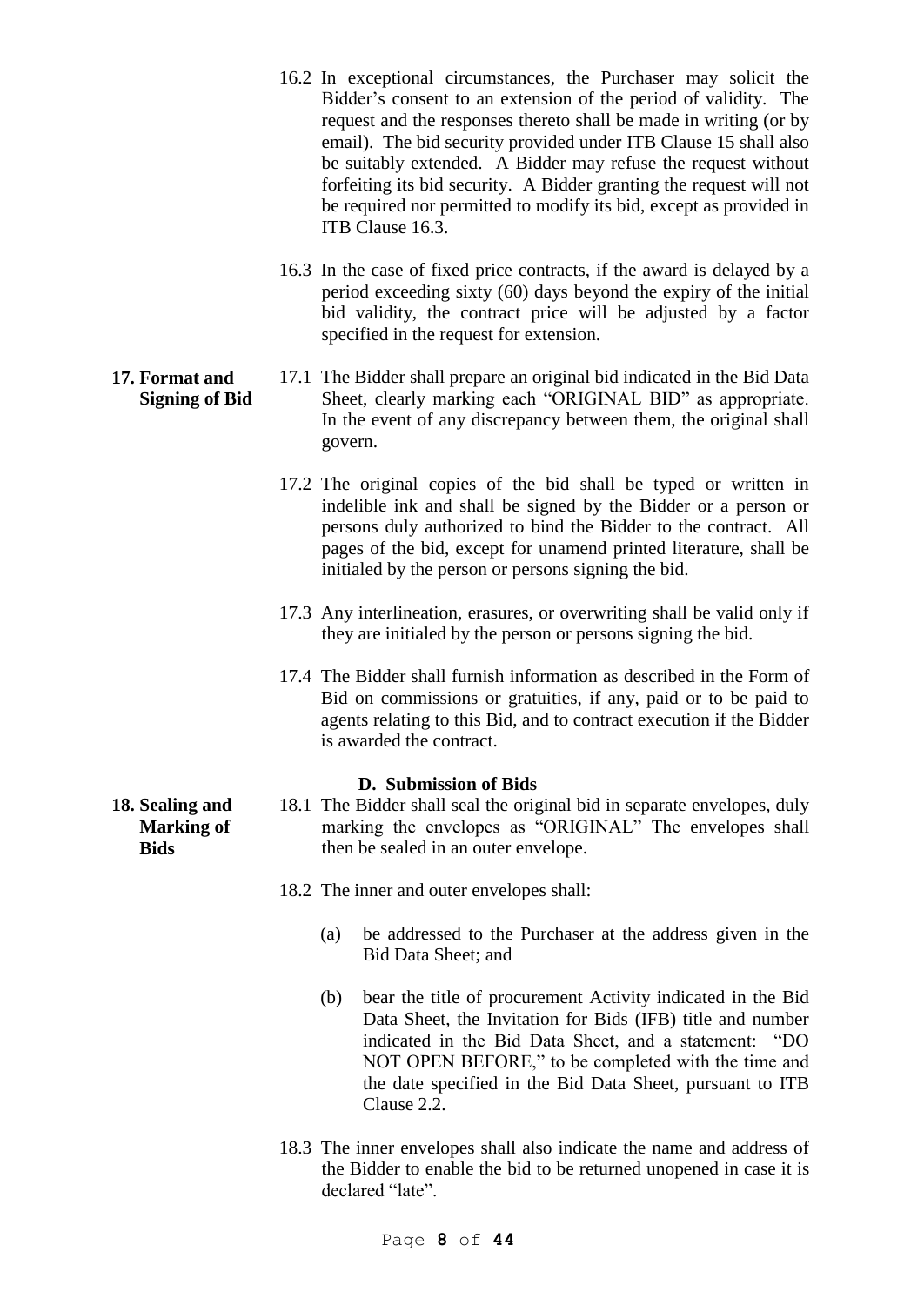16.2 In exceptional circumstances, the Purchaser may solicit the Bidder's consent to an extension of the period of validity. The request and the responses thereto shall be made in writing (or by email). The bid security provided under ITB Clause 15 shall also be suitably extended. A Bidder may refuse the request without forfeiting its bid security. A Bidder granting the request will not be required nor permitted to modify its bid, except as provided in ITB Clause 16.3.

16.3 In the case of fixed price contracts, if the award is delayed by a period exceeding sixty (60) days beyond the expiry of the initial bid validity, the contract price will be adjusted by a factor specified in the request for extension.

**17. Format and Signing of Bid**

17.1 The Bidder shall prepare an original bid indicated in the Bid Data Sheet, clearly marking each "ORIGINAL BID" as appropriate. In the event of any discrepancy between them, the original shall govern.

17.2 The original copies of the bid shall be typed or written in indelible ink and shall be signed by the Bidder or a person or persons duly authorized to bind the Bidder to the contract. All pages of the bid, except for unamend printed literature, shall be initialed by the person or persons signing the bid.

17.3 Any interlineation, erasures, or overwriting shall be valid only if they are initialed by the person or persons signing the bid.

17.4 The Bidder shall furnish information as described in the Form of Bid on commissions or gratuities, if any, paid or to be paid to agents relating to this Bid, and to contract execution if the Bidder is awarded the contract.

## D. Submission of Bids

**18. Sealing and Marking of Bids**

18.1 The Bidder shall seal the original bid in separate envelopes, duly marking the envelopes as "ORIGINAL" The envelopes shall then be sealed in an outer envelope.

18.2 The inner and outer envelopes shall:

(a) be addressed to the Purchaser at the address given in the Bid Data Sheet; and

(b) bear the title of procurement Activity indicated in the Bid Data Sheet, the Invitation for Bids (IFB) title and number indicated in the Bid Data Sheet, and a statement: "DO NOT OPEN BEFORE," to be completed with the time and the date specified in the Bid Data Sheet, pursuant to ITB Clause 2.2.

18.3 The inner envelopes shall also indicate the name and address of the Bidder to enable the bid to be returned unopened in case it is declared "late".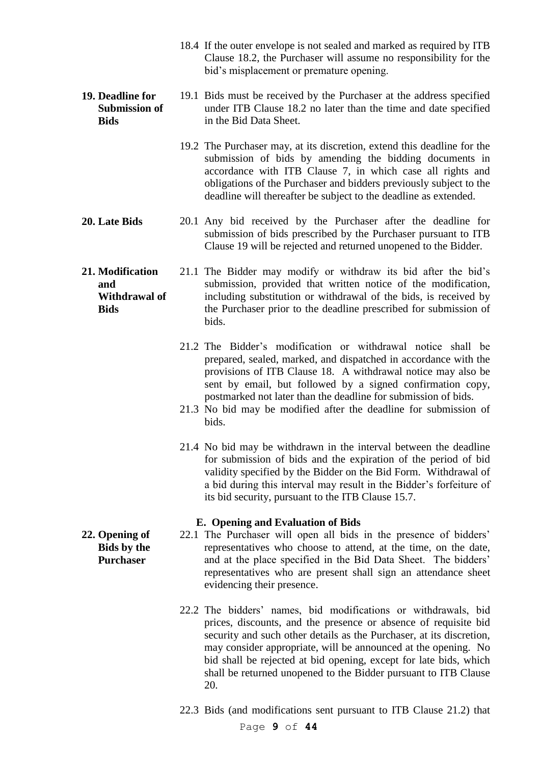18.4 If the outer envelope is not sealed and marked as required by ITB Clause 18.2, the Purchaser will assume no responsibility for the bid's misplacement or premature opening.

**19. Deadline for Submission of Bids**

19.1 Bids must be received by the Purchaser at the address specified under ITB Clause 18.2 no later than the time and date specified in the Bid Data Sheet.

19.2 The Purchaser may, at its discretion, extend this deadline for the submission of bids by amending the bidding documents in accordance with ITB Clause 7, in which case all rights and obligations of the Purchaser and bidders previously subject to the deadline will thereafter be subject to the deadline as extended.

**20. Late Bids**

20.1 Any bid received by the Purchaser after the deadline for submission of bids prescribed by the Purchaser pursuant to ITB Clause 19 will be rejected and returned unopened to the Bidder.

**21. Modification and Withdrawal of Bids**

21.1 The Bidder may modify or withdraw its bid after the bid's submission, provided that written notice of the modification, including substitution or withdrawal of the bids, is received by the Purchaser prior to the deadline prescribed for submission of bids.

21.2 The Bidder's modification or withdrawal notice shall be prepared, sealed, marked, and dispatched in accordance with the provisions of ITB Clause 18. A withdrawal notice may also be sent by email, but followed by a signed confirmation copy, postmarked not later than the deadline for submission of bids.

21.3 No bid may be modified after the deadline for submission of bids.

21.4 No bid may be withdrawn in the interval between the deadline for submission of bids and the expiration of the period of bid validity specified by the Bidder on the Bid Form. Withdrawal of a bid during this interval may result in the Bidder's forfeiture of its bid security, pursuant to the ITB Clause 15.7.

## E. Opening and Evaluation of Bids

**22. Opening of Bids by the Purchaser**

22.1 The Purchaser will open all bids in the presence of bidders' representatives who choose to attend, at the time, on the date, and at the place specified in the Bid Data Sheet. The bidders' representatives who are present shall sign an attendance sheet evidencing their presence.

22.2 The bidders' names, bid modifications or withdrawals, bid prices, discounts, and the presence or absence of requisite bid security and such other details as the Purchaser, at its discretion, may consider appropriate, will be announced at the opening. No bid shall be rejected at bid opening, except for late bids, which shall be returned unopened to the Bidder pursuant to ITB Clause 20.

22.3 Bids (and modifications sent pursuant to ITB Clause 21.2) that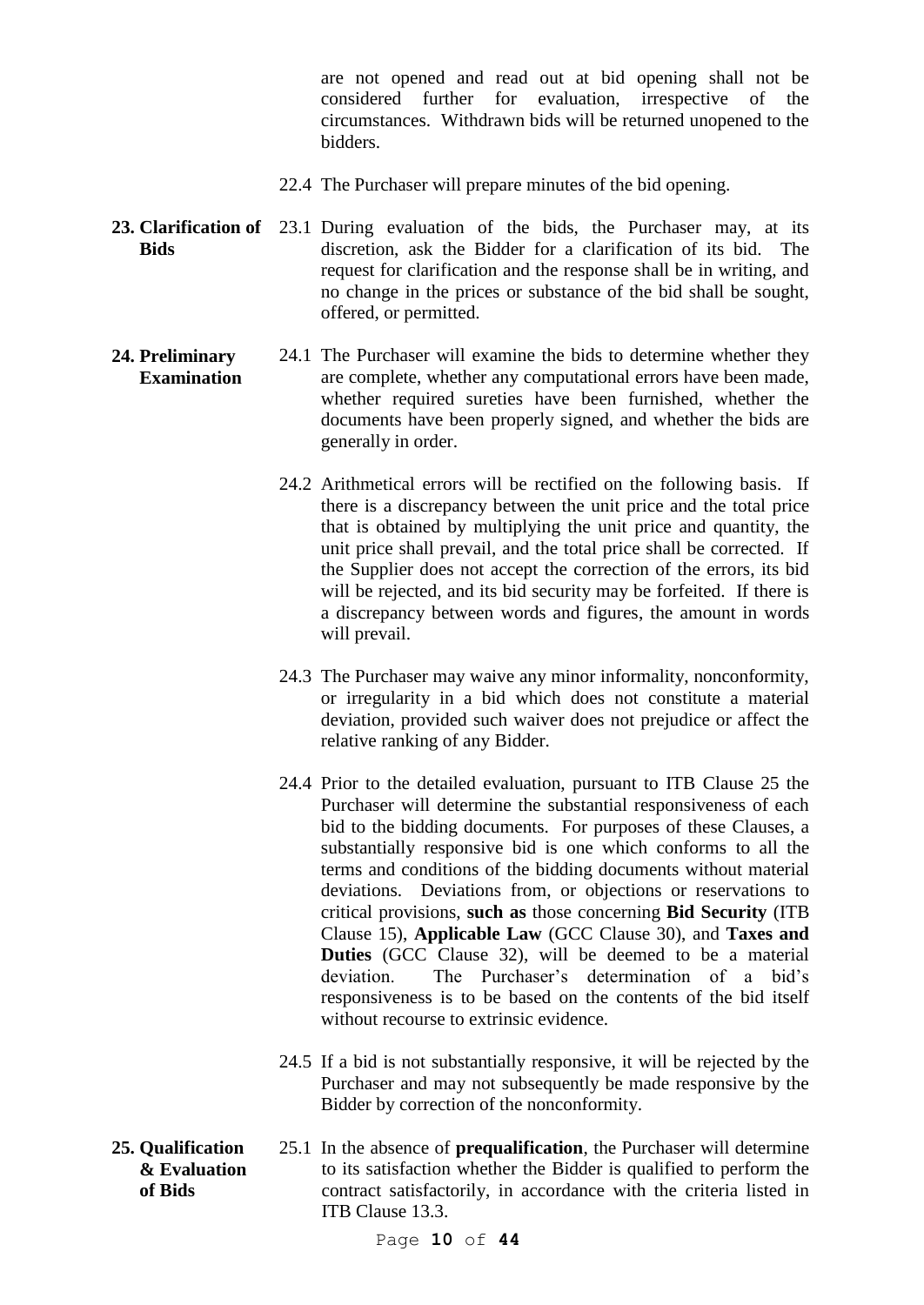are not opened and read out at bid opening shall not be considered further for evaluation, irrespective of the circumstances. Withdrawn bids will be returned unopened to the bidders.

22.4 The Purchaser will prepare minutes of the bid opening.

**23. Clarification of Bids**

23.1 During evaluation of the bids, the Purchaser may, at its discretion, ask the Bidder for a clarification of its bid. The request for clarification and the response shall be in writing, and no change in the prices or substance of the bid shall be sought, offered, or permitted.

**24. Preliminary Examination**

24.1 The Purchaser will examine the bids to determine whether they are complete, whether any computational errors have been made, whether required sureties have been furnished, whether the documents have been properly signed, and whether the bids are generally in order.

24.2 Arithmetical errors will be rectified on the following basis. If there is a discrepancy between the unit price and the total price that is obtained by multiplying the unit price and quantity, the unit price shall prevail, and the total price shall be corrected. If the Supplier does not accept the correction of the errors, its bid will be rejected, and its bid security may be forfeited. If there is a discrepancy between words and figures, the amount in words will prevail.

24.3 The Purchaser may waive any minor informality, nonconformity, or irregularity in a bid which does not constitute a material deviation, provided such waiver does not prejudice or affect the relative ranking of any Bidder.

24.4 Prior to the detailed evaluation, pursuant to ITB Clause 25 the Purchaser will determine the substantial responsiveness of each bid to the bidding documents. For purposes of these Clauses, a substantially responsive bid is one which conforms to all the terms and conditions of the bidding documents without material deviations. Deviations from, or objections or reservations to critical provisions, **such as** those concerning **Bid Security** (ITB Clause 15), **Applicable Law** (GCC Clause 30), and **Taxes and Duties** (GCC Clause 32), will be deemed to be a material deviation. The Purchaser's determination of a bid's responsiveness is to be based on the contents of the bid itself without recourse to extrinsic evidence.

24.5 If a bid is not substantially responsive, it will be rejected by the Purchaser and may not subsequently be made responsive by the Bidder by correction of the nonconformity.

**25. Qualification & Evaluation of Bids**

25.1 In the absence of **prequalification**, the Purchaser will determine to its satisfaction whether the Bidder is qualified to perform the contract satisfactorily, in accordance with the criteria listed in ITB Clause 13.3.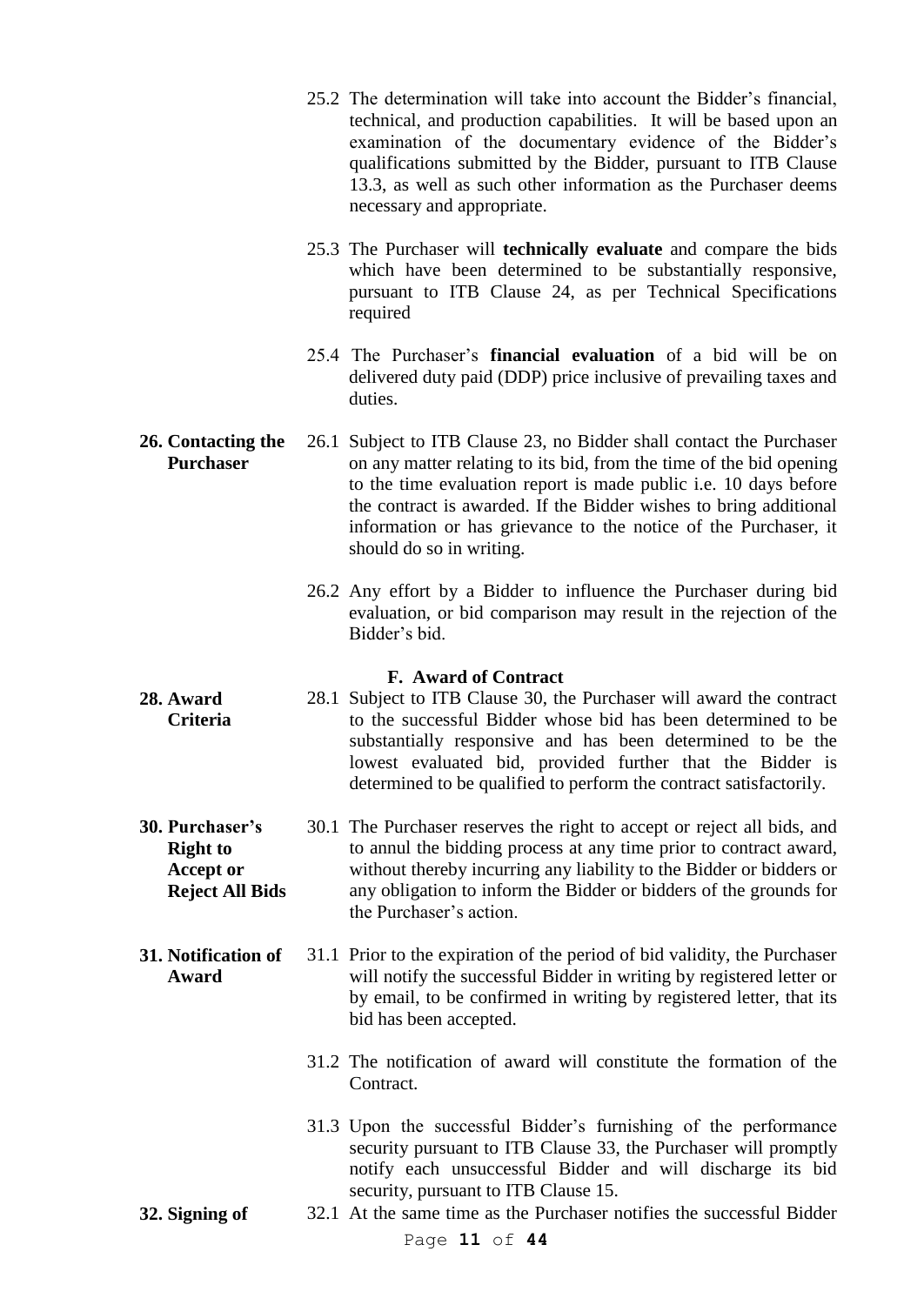25.2 The determination will take into account the Bidder's financial, technical, and production capabilities. It will be based upon an examination of the documentary evidence of the Bidder's qualifications submitted by the Bidder, pursuant to ITB Clause 13.3, as well as such other information as the Purchaser deems necessary and appropriate.

25.3 The Purchaser will **technically evaluate** and compare the bids which have been determined to be substantially responsive, pursuant to ITB Clause 24, as per Technical Specifications required

25.4 The Purchaser's **financial evaluation** of a bid will be on delivered duty paid (DDP) price inclusive of prevailing taxes and duties.

**26. Contacting the Purchaser**

26.1 Subject to ITB Clause 23, no Bidder shall contact the Purchaser on any matter relating to its bid, from the time of the bid opening to the time evaluation report is made public i.e. 10 days before the contract is awarded. If the Bidder wishes to bring additional information or has grievance to the notice of the Purchaser, it should do so in writing.

26.2 Any effort by a Bidder to influence the Purchaser during bid evaluation, or bid comparison may result in the rejection of the Bidder's bid.

## F. Award of Contract

**28. Award Criteria**

28.1 Subject to ITB Clause 30, the Purchaser will award the contract to the successful Bidder whose bid has been determined to be substantially responsive and has been determined to be the lowest evaluated bid, provided further that the Bidder is determined to be qualified to perform the contract satisfactorily.

**30. Purchaser's Right to Accept or Reject All Bids**

30.1 The Purchaser reserves the right to accept or reject all bids, and to annul the bidding process at any time prior to contract award, without thereby incurring any liability to the Bidder or bidders or any obligation to inform the Bidder or bidders of the grounds for the Purchaser's action.

**31. Notification of Award**

31.1 Prior to the expiration of the period of bid validity, the Purchaser will notify the successful Bidder in writing by registered letter or by email, to be confirmed in writing by registered letter, that its bid has been accepted.

31.2 The notification of award will constitute the formation of the Contract.

31.3 Upon the successful Bidder's furnishing of the performance security pursuant to ITB Clause 33, the Purchaser will promptly notify each unsuccessful Bidder and will discharge its bid security, pursuant to ITB Clause 15.

**32. Signing of**

32.1 At the same time as the Purchaser notifies the successful Bidder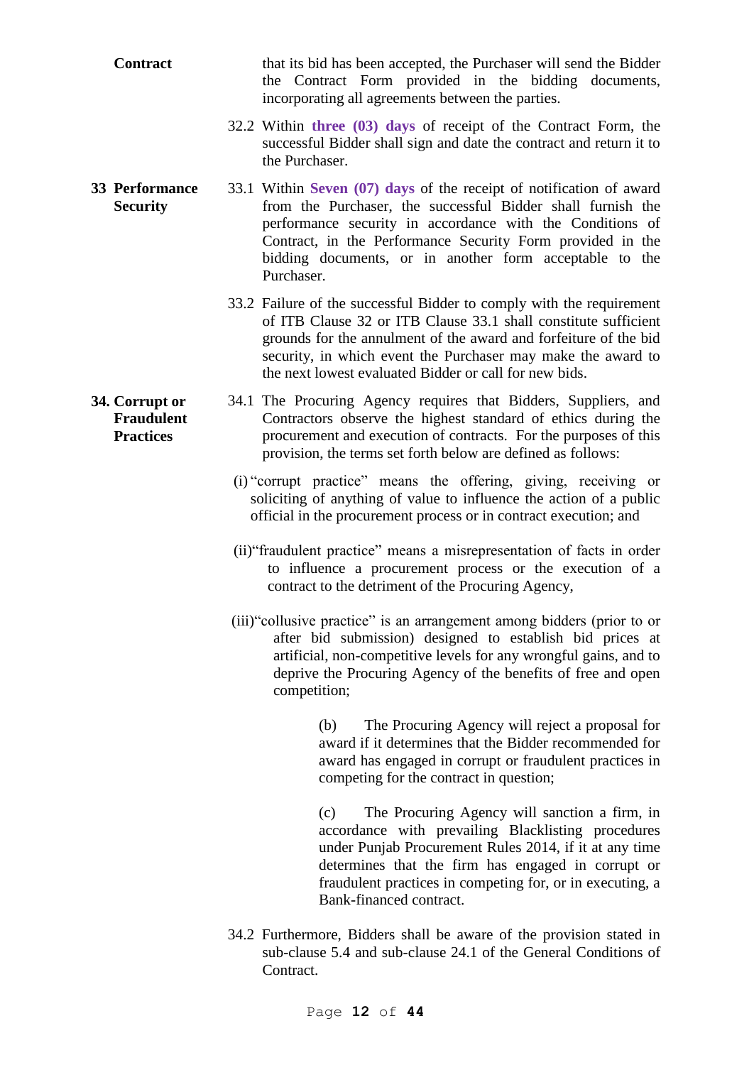**Contract**

that its bid has been accepted, the Purchaser will send the Bidder the Contract Form provided in the bidding documents, incorporating all agreements between the parties.

32.2 Within **three (03) days** of receipt of the Contract Form, the successful Bidder shall sign and date the contract and return it to the Purchaser.

**33 Performance Security**

33.1 Within **Seven (07) days** of the receipt of notification of award from the Purchaser, the successful Bidder shall furnish the performance security in accordance with the Conditions of Contract, in the Performance Security Form provided in the bidding documents, or in another form acceptable to the Purchaser.

33.2 Failure of the successful Bidder to comply with the requirement of ITB Clause 32 or ITB Clause 33.1 shall constitute sufficient grounds for the annulment of the award and forfeiture of the bid security, in which event the Purchaser may make the award to the next lowest evaluated Bidder or call for new bids.

**34. Corrupt or Fraudulent Practices**

34.1 The Procuring Agency requires that Bidders, Suppliers, and Contractors observe the highest standard of ethics during the procurement and execution of contracts. For the purposes of this provision, the terms set forth below are defined as follows:

(i) "corrupt practice" means the offering, giving, receiving or soliciting of anything of value to influence the action of a public official in the procurement process or in contract execution; and

(ii) "fraudulent practice" means a misrepresentation of facts in order to influence a procurement process or the execution of a contract to the detriment of the Procuring Agency,

(iii) "collusive practice" is an arrangement among bidders (prior to or after bid submission) designed to establish bid prices at artificial, non-competitive levels for any wrongful gains, and to deprive the Procuring Agency of the benefits of free and open competition;

(b) The Procuring Agency will reject a proposal for award if it determines that the Bidder recommended for award has engaged in corrupt or fraudulent practices in competing for the contract in question;

(c) The Procuring Agency will sanction a firm, in accordance with prevailing Blacklisting procedures under Punjab Procurement Rules 2014, if it at any time determines that the firm has engaged in corrupt or fraudulent practices in competing for, or in executing, a Bank-financed contract.

34.2 Furthermore, Bidders shall be aware of the provision stated in sub-clause 5.4 and sub-clause 24.1 of the General Conditions of Contract.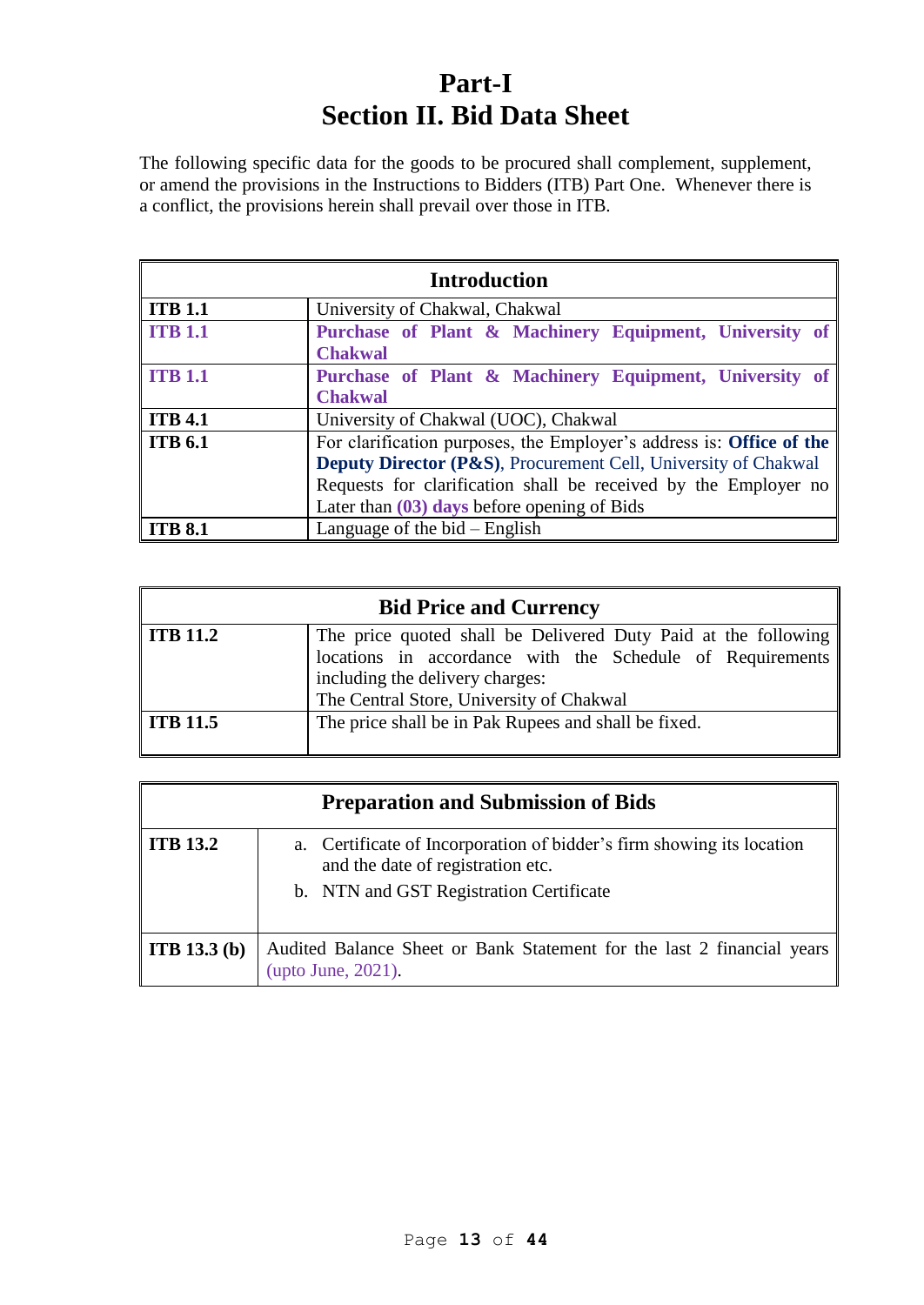# Part-I
# Section II. Bid Data Sheet

The following specific data for the goods to be procured shall complement, supplement, or amend the provisions in the Instructions to Bidders (ITB) Part One. Whenever there is a conflict, the provisions herein shall prevail over those in ITB.

| **Introduction** | |
|---|---|
| **ITB 1.1** | University of Chakwal, Chakwal |
| **ITB 1.1** | **Purchase of Plant & Machinery Equipment, University of Chakwal** |
| **ITB 1.1** | **Purchase of Plant & Machinery Equipment, University of Chakwal** |
| **ITB 4.1** | University of Chakwal (UOC), Chakwal |
| **ITB 6.1** | For clarification purposes, the Employer's address is: **Office of the Deputy Director (P&S)**, Procurement Cell, University of Chakwal<br>Requests for clarification shall be received by the Employer no Later than **(03) days** before opening of Bids |
| **ITB 8.1** | Language of the bid – English |

| **Bid Price and Currency** | |
|---|---|
| **ITB 11.2** | The price quoted shall be Delivered Duty Paid at the following locations in accordance with the Schedule of Requirements including the delivery charges:<br>The Central Store, University of Chakwal |
| **ITB 11.5** | The price shall be in Pak Rupees and shall be fixed. |

| **Preparation and Submission of Bids** | |
|---|---|
| **ITB 13.2** | a. Certificate of Incorporation of bidder's firm showing its location and the date of registration etc.<br>b. NTN and GST Registration Certificate |
| **ITB 13.3 (b)** | Audited Balance Sheet or Bank Statement for the last 2 financial years (upto June, 2021). |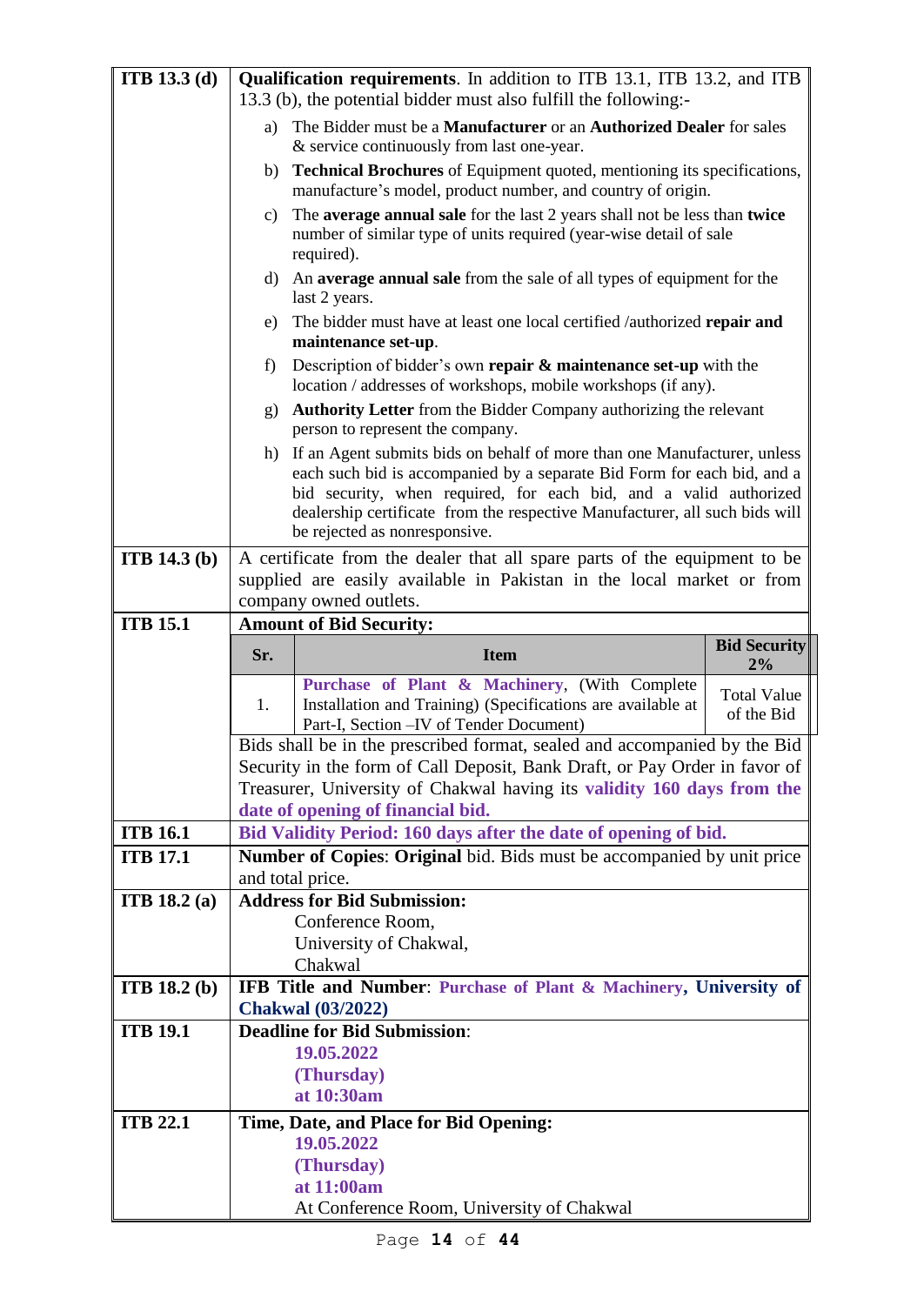| | |
|---|---|
| **ITB 13.3 (d)** | **Qualification requirements**. In addition to ITB 13.1, ITB 13.2, and ITB 13.3 (b), the potential bidder must also fulfill the following:-<br>a) The Bidder must be a **Manufacturer** or an **Authorized Dealer** for sales & service continuously from last one-year.<br>b) **Technical Brochures** of Equipment quoted, mentioning its specifications, manufacture's model, product number, and country of origin.<br>c) The **average annual sale** for the last 2 years shall not be less than **twice** number of similar type of units required (year-wise detail of sale required).<br>d) An **average annual sale** from the sale of all types of equipment for the last 2 years.<br>e) The bidder must have at least one local certified /authorized **repair and maintenance set-up**.<br>f) Description of bidder's own **repair & maintenance set-up** with the location / addresses of workshops, mobile workshops (if any).<br>g) **Authority Letter** from the Bidder Company authorizing the relevant person to represent the company.<br>h) If an Agent submits bids on behalf of more than one Manufacturer, unless each such bid is accompanied by a separate Bid Form for each bid, and a bid security, when required, for each bid, and a valid authorized dealership certificate from the respective Manufacturer, all such bids will be rejected as nonresponsive. |
| **ITB 14.3 (b)** | A certificate from the dealer that all spare parts of the equipment to be supplied are easily available in Pakistan in the local market or from company owned outlets. |
| **ITB 15.1** | **Amount of Bid Security:**<br><br>**Sr.** 1. — **Item:** **Purchase of Plant & Machinery**, (With Complete Installation and Training) (Specifications are available at Part-I, Section –IV of Tender Document) — **Bid Security 2%:** Total Value of the Bid<br><br>Bids shall be in the prescribed format, sealed and accompanied by the Bid Security in the form of Call Deposit, Bank Draft, or Pay Order in favor of Treasurer, University of Chakwal having its **validity 160 days from the date of opening of financial bid.** |
| **ITB 16.1** | **Bid Validity Period: 160 days after the date of opening of bid.** |
| **ITB 17.1** | **Number of Copies**: **Original** bid. Bids must be accompanied by unit price and total price. |
| **ITB 18.2 (a)** | **Address for Bid Submission:**<br>Conference Room,<br>University of Chakwal,<br>Chakwal |
| **ITB 18.2 (b)** | **IFB Title and Number**: **Purchase of Plant & Machinery, University of Chakwal (03/2022)** |
| **ITB 19.1** | **Deadline for Bid Submission**:<br>**19.05.2022**<br>**(Thursday)**<br>**at 10:30am** |
| **ITB 22.1** | **Time, Date, and Place for Bid Opening:**<br>**19.05.2022**<br>**(Thursday)**<br>**at 11:00am**<br>At Conference Room, University of Chakwal |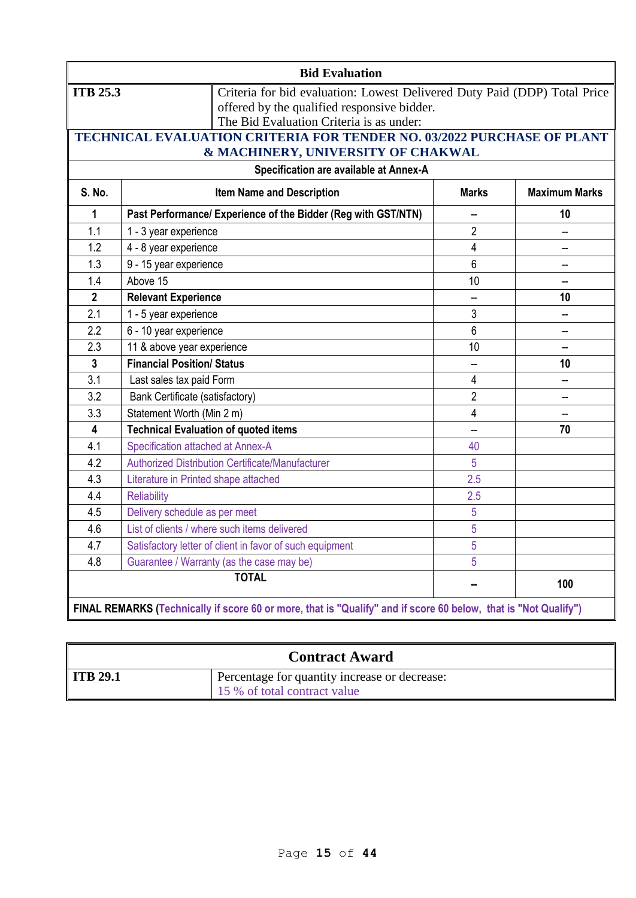| Bid Evaluation | |
|---|---|
| **ITB 25.3** | Criteria for bid evaluation: Lowest Delivered Duty Paid (DDP) Total Price offered by the qualified responsive bidder.<br>The Bid Evaluation Criteria is as under: |

**TECHNICAL EVALUATION CRITERIA FOR TENDER NO. 03/2022 PURCHASE OF PLANT & MACHINERY, UNIVERSITY OF CHAKWAL**

**Specification are available at Annex-A**

| S. No. | Item Name and Description | Marks | Maximum Marks |
|---|---|---|---|
| **1** | **Past Performance/ Experience of the Bidder (Reg with GST/NTN)** | -- | **10** |
| 1.1 | 1 - 3 year experience | 2 | -- |
| 1.2 | 4 - 8 year experience | 4 | -- |
| 1.3 | 9 - 15 year experience | 6 | -- |
| 1.4 | Above 15 | 10 | -- |
| **2** | **Relevant Experience** | -- | **10** |
| 2.1 | 1 - 5 year experience | 3 | -- |
| 2.2 | 6 - 10 year experience | 6 | -- |
| 2.3 | 11 & above year experience | 10 | -- |
| **3** | **Financial Position/ Status** | -- | **10** |
| 3.1 | Last sales tax paid Form | 4 | -- |
| 3.2 | Bank Certificate (satisfactory) | 2 | -- |
| 3.3 | Statement Worth (Min 2 m) | 4 | -- |
| **4** | **Technical Evaluation of quoted items** | -- | **70** |
| 4.1 | Specification attached at Annex-A | 40 | |
| 4.2 | Authorized Distribution Certificate/Manufacturer | 5 | |
| 4.3 | Literature in Printed shape attached | 2.5 | |
| 4.4 | Reliability | 2.5 | |
| 4.5 | Delivery schedule as per meet | 5 | |
| 4.6 | List of clients / where such items delivered | 5 | |
| 4.7 | Satisfactory letter of client in favor of such equipment | 5 | |
| 4.8 | Guarantee / Warranty (as the case may be) | 5 | |
| | **TOTAL** | **--** | **100** |

**FINAL REMARKS (Technically if score 60 or more, that is "Qualify" and if score 60 below, that is "Not Qualify")**

| Contract Award | |
|---|---|
| **ITB 29.1** | Percentage for quantity increase or decrease:<br>15 % of total contract value |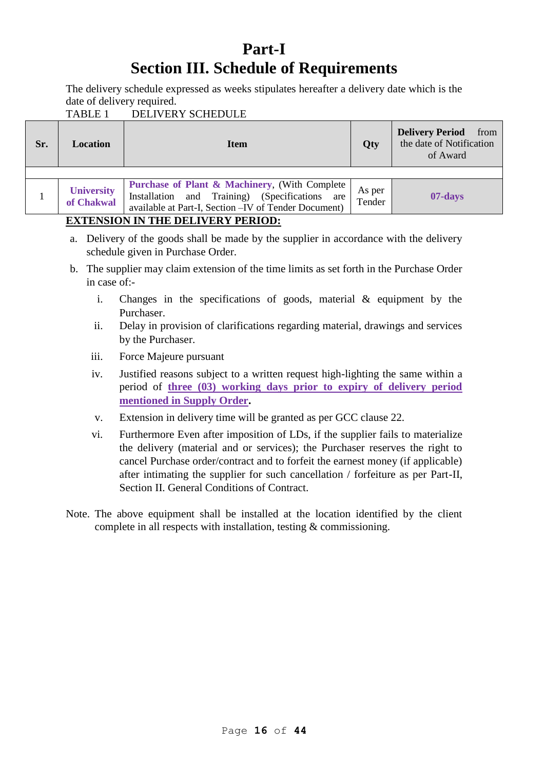# Part-I
# Section III. Schedule of Requirements

The delivery schedule expressed as weeks stipulates hereafter a delivery date which is the date of delivery required.

TABLE 1    DELIVERY SCHEDULE

| Sr. | Location | Item | Qty | **Delivery Period** from the date of Notification of Award |
|---|---|---|---|---|
| 1 | **University of Chakwal** | **Purchase of Plant & Machinery**, (With Complete Installation and Training) (Specifications are available at Part-I, Section –IV of Tender Document) | As per Tender | **07-days** |

**EXTENSION IN THE DELIVERY PERIOD:**

a. Delivery of the goods shall be made by the supplier in accordance with the delivery schedule given in Purchase Order.

b. The supplier may claim extension of the time limits as set forth in the Purchase Order in case of:-

   i. Changes in the specifications of goods, material & equipment by the Purchaser.

   ii. Delay in provision of clarifications regarding material, drawings and services by the Purchaser.

   iii. Force Majeure pursuant

   iv. Justified reasons subject to a written request high-lighting the same within a period of **three (03) working days prior to expiry of delivery period mentioned in Supply Order**.

   v. Extension in delivery time will be granted as per GCC clause 22.

   vi. Furthermore Even after imposition of LDs, if the supplier fails to materialize the delivery (material and or services); the Purchaser reserves the right to cancel Purchase order/contract and to forfeit the earnest money (if applicable) after intimating the supplier for such cancellation / forfeiture as per Part-II, Section II. General Conditions of Contract.

Note. The above equipment shall be installed at the location identified by the client complete in all respects with installation, testing & commissioning.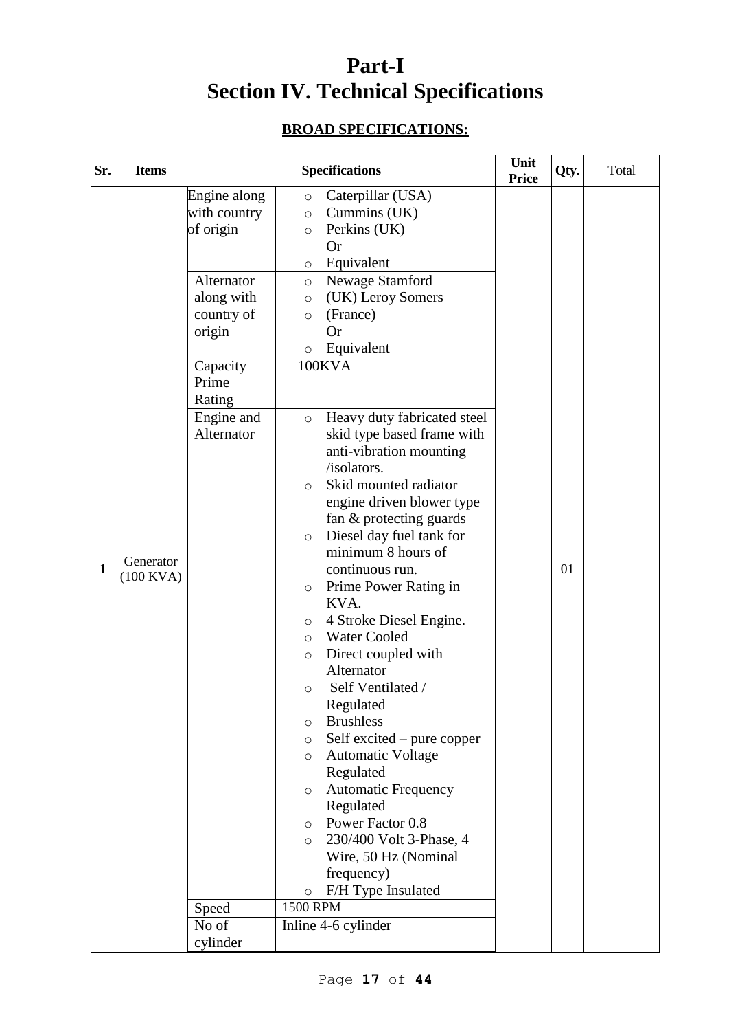# Part-I
# Section IV. Technical Specifications

## BROAD SPECIFICATIONS:

| Sr. | Items | Specifications | | Unit Price | Qty. | Total |
|---|---|---|---|---|---|---|
| 1 | Generator (100 KVA) | Engine along with country of origin | ○ Caterpillar (USA)<br>○ Cummins (UK)<br>○ Perkins (UK)<br>Or<br>○ Equivalent | | 01 | |
| | | Alternator along with country of origin | ○ Newage Stamford<br>○ (UK) Leroy Somers<br>○ (France)<br>Or<br>○ Equivalent | | | |
| | | Capacity Prime Rating | 100KVA | | | |
| | | Engine and Alternator | ○ Heavy duty fabricated steel skid type based frame with anti-vibration mounting /isolators.<br>○ Skid mounted radiator engine driven blower type fan & protecting guards<br>○ Diesel day fuel tank for minimum 8 hours of continuous run.<br>○ Prime Power Rating in KVA.<br>○ 4 Stroke Diesel Engine.<br>○ Water Cooled<br>○ Direct coupled with Alternator<br>○ Self Ventilated / Regulated<br>○ Brushless<br>○ Self excited – pure copper<br>○ Automatic Voltage Regulated<br>○ Automatic Frequency Regulated<br>○ Power Factor 0.8<br>○ 230/400 Volt 3-Phase, 4 Wire, 50 Hz (Nominal frequency)<br>○ F/H Type Insulated | | | |
| | | Speed | 1500 RPM | | | |
| | | No of cylinder | Inline 4-6 cylinder | | | |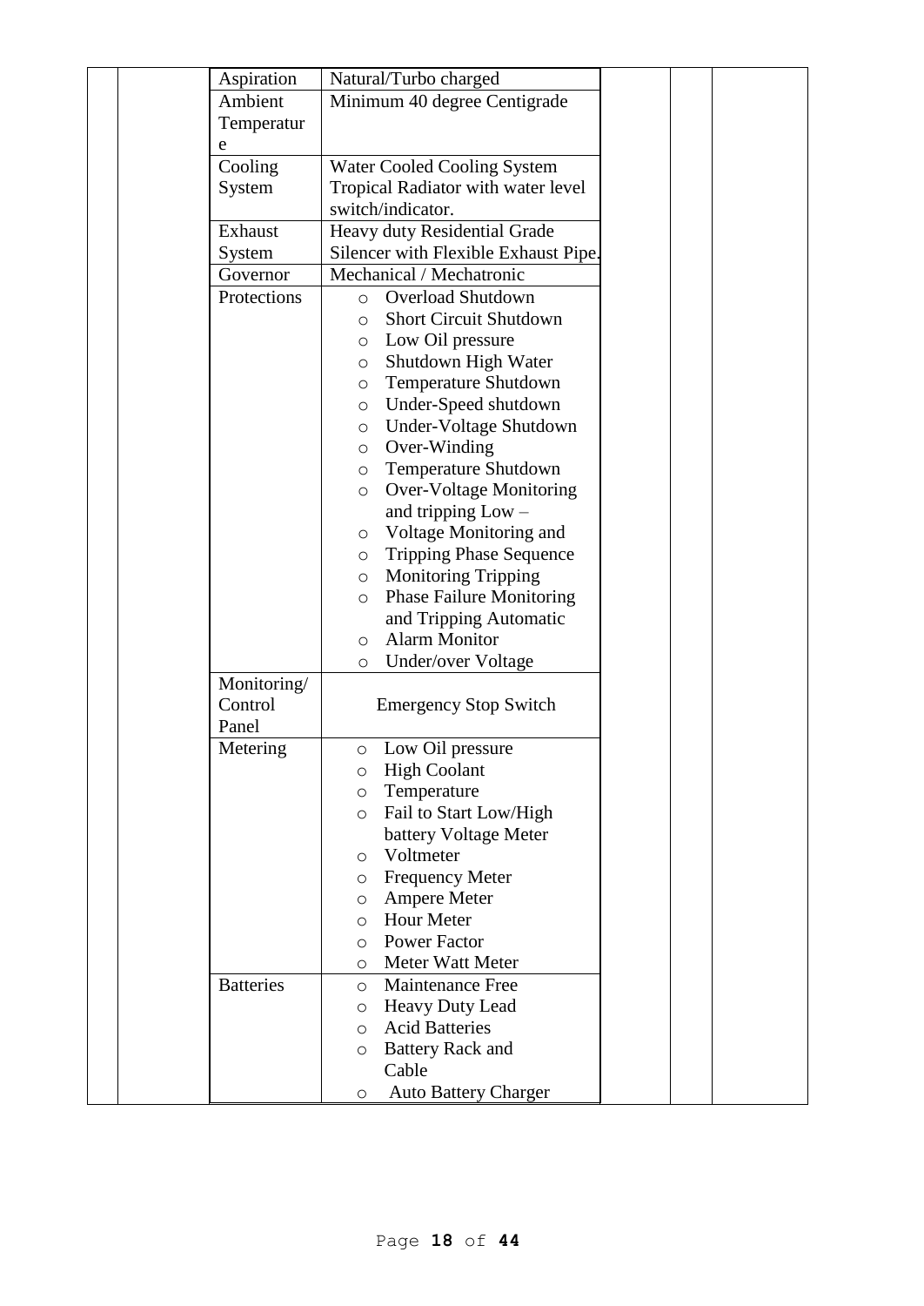| | | | | | | |
|---|---|---|---|---|---|---|
| | | Aspiration | Natural/Turbo charged | | | |
| | | Ambient Temperature | Minimum 40 degree Centigrade | | | |
| | | Cooling System | Water Cooled Cooling System Tropical Radiator with water level switch/indicator. | | | |
| | | Exhaust System | Heavy duty Residential Grade Silencer with Flexible Exhaust Pipe. | | | |
| | | Governor | Mechanical / Mechatronic | | | |
| | | Protections | ○ Overload Shutdown<br>○ Short Circuit Shutdown<br>○ Low Oil pressure<br>○ Shutdown High Water<br>○ Temperature Shutdown<br>○ Under-Speed shutdown<br>○ Under-Voltage Shutdown<br>○ Over-Winding<br>○ Temperature Shutdown<br>○ Over-Voltage Monitoring and tripping Low –<br>○ Voltage Monitoring and<br>○ Tripping Phase Sequence<br>○ Monitoring Tripping<br>○ Phase Failure Monitoring and Tripping Automatic<br>○ Alarm Monitor<br>○ Under/over Voltage | | | |
| | | Monitoring/ Control Panel | Emergency Stop Switch | | | |
| | | Metering | ○ Low Oil pressure<br>○ High Coolant<br>○ Temperature<br>○ Fail to Start Low/High battery Voltage Meter<br>○ Voltmeter<br>○ Frequency Meter<br>○ Ampere Meter<br>○ Hour Meter<br>○ Power Factor<br>○ Meter Watt Meter | | | |
| | | Batteries | ○ Maintenance Free<br>○ Heavy Duty Lead<br>○ Acid Batteries<br>○ Battery Rack and Cable<br>○ Auto Battery Charger | | | |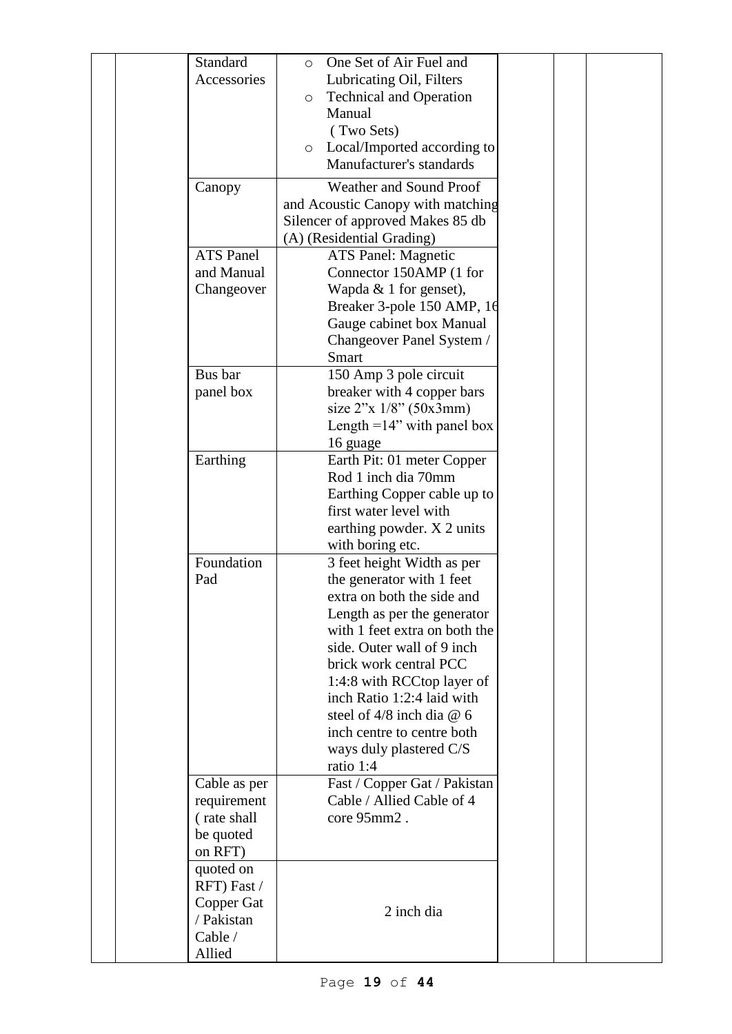| | | | | | | |
|---|---|---|---|---|---|---|
| | | Standard Accessories | ○ One Set of Air Fuel and Lubricating Oil, Filters<br>○ Technical and Operation Manual (Two Sets)<br>○ Local/Imported according to Manufacturer's standards | | | |
| | | Canopy | Weather and Sound Proof and Acoustic Canopy with matching Silencer of approved Makes 85 db (A) (Residential Grading) | | | |
| | | ATS Panel and Manual Changeover | ATS Panel: Magnetic Connector 150AMP (1 for Wapda & 1 for genset), Breaker 3-pole 150 AMP, 16 Gauge cabinet box Manual Changeover Panel System / Smart | | | |
| | | Bus bar panel box | 150 Amp 3 pole circuit breaker with 4 copper bars size 2"x 1/8" (50x3mm) Length =14" with panel box 16 guage | | | |
| | | Earthing | Earth Pit: 01 meter Copper Rod 1 inch dia 70mm Earthing Copper cable up to first water level with earthing powder. X 2 units with boring etc. | | | |
| | | Foundation Pad | 3 feet height Width as per the generator with 1 feet extra on both the side and Length as per the generator with 1 feet extra on both the side. Outer wall of 9 inch brick work central PCC 1:4:8 with RCCtop layer of inch Ratio 1:2:4 laid with steel of 4/8 inch dia @ 6 inch centre to centre both ways duly plastered C/S ratio 1:4 | | | |
| | | Cable as per requirement ( rate shall be quoted on RFT) | Fast / Copper Gat / Pakistan Cable / Allied Cable of 4 core 95mm2 . | | | |
| | | quoted on RFT) Fast / Copper Gat / Pakistan Cable / Allied | 2 inch dia | | | |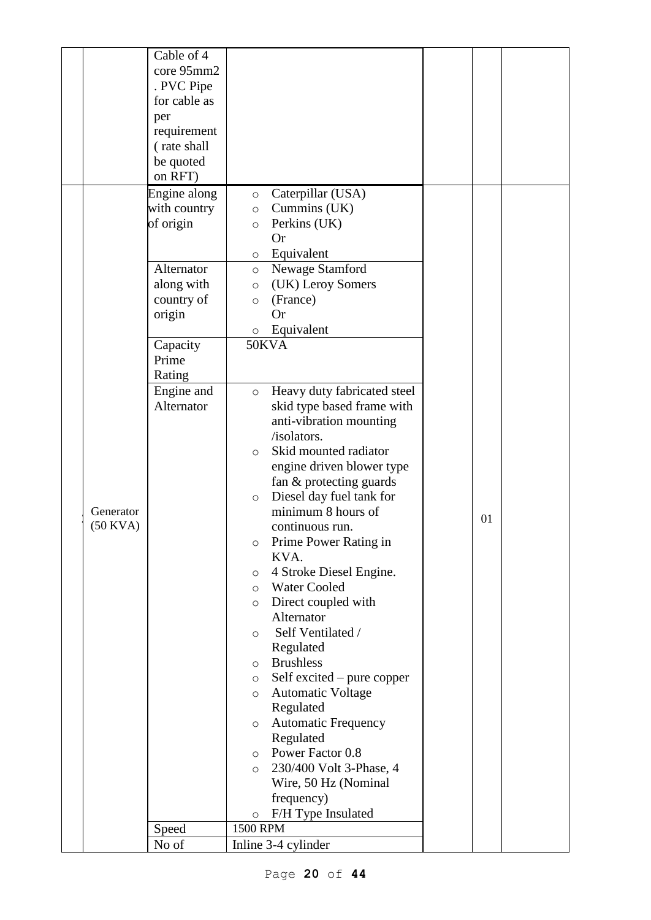| | | | | | | |
|---|---|---|---|---|---|---|
| | | Cable of 4 core 95mm2 . PVC Pipe for cable as per requirement ( rate shall be quoted on RFT) | | | | |
| | Generator (50 KVA) | Engine along with country of origin | ○ Caterpillar (USA)<br>○ Cummins (UK)<br>○ Perkins (UK)<br>Or<br>○ Equivalent | | 01 | |
| | | Alternator along with country of origin | ○ Newage Stamford<br>○ (UK) Leroy Somers<br>○ (France)<br>Or<br>○ Equivalent | | | |
| | | Capacity Prime Rating | 50KVA | | | |
| | | Engine and Alternator | ○ Heavy duty fabricated steel skid type based frame with anti-vibration mounting /isolators.<br>○ Skid mounted radiator engine driven blower type fan & protecting guards<br>○ Diesel day fuel tank for minimum 8 hours of continuous run.<br>○ Prime Power Rating in KVA.<br>○ 4 Stroke Diesel Engine.<br>○ Water Cooled<br>○ Direct coupled with Alternator<br>○ Self Ventilated / Regulated<br>○ Brushless<br>○ Self excited – pure copper<br>○ Automatic Voltage Regulated<br>○ Automatic Frequency Regulated<br>○ Power Factor 0.8<br>○ 230/400 Volt 3-Phase, 4 Wire, 50 Hz (Nominal frequency)<br>○ F/H Type Insulated | | | |
| | | Speed | 1500 RPM | | | |
| | | No of | Inline 3-4 cylinder | | | |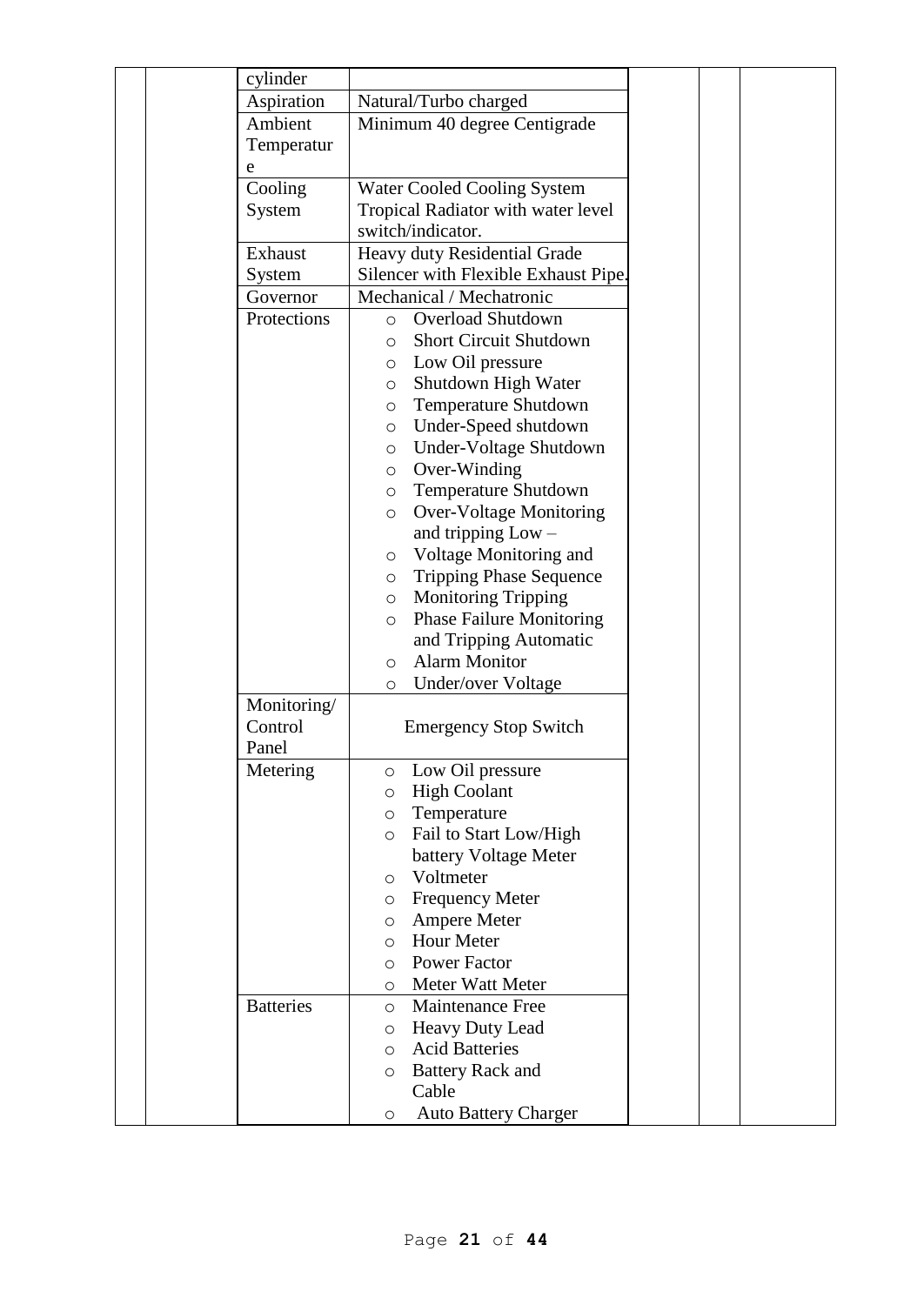| | | | | | | |
|---|---|---|---|---|---|---|
| | | cylinder | | | | |
| | | Aspiration | Natural/Turbo charged | | | |
| | | Ambient Temperature | Minimum 40 degree Centigrade | | | |
| | | Cooling System | Water Cooled Cooling System Tropical Radiator with water level switch/indicator. | | | |
| | | Exhaust System | Heavy duty Residential Grade Silencer with Flexible Exhaust Pipe. | | | |
| | | Governor | Mechanical / Mechatronic | | | |
| | | Protections | ○ Overload Shutdown<br>○ Short Circuit Shutdown<br>○ Low Oil pressure<br>○ Shutdown High Water<br>○ Temperature Shutdown<br>○ Under-Speed shutdown<br>○ Under-Voltage Shutdown<br>○ Over-Winding<br>○ Temperature Shutdown<br>○ Over-Voltage Monitoring and tripping Low –<br>○ Voltage Monitoring and<br>○ Tripping Phase Sequence<br>○ Monitoring Tripping<br>○ Phase Failure Monitoring and Tripping Automatic<br>○ Alarm Monitor<br>○ Under/over Voltage | | | |
| | | Monitoring/ Control Panel | Emergency Stop Switch | | | |
| | | Metering | ○ Low Oil pressure<br>○ High Coolant<br>○ Temperature<br>○ Fail to Start Low/High battery Voltage Meter<br>○ Voltmeter<br>○ Frequency Meter<br>○ Ampere Meter<br>○ Hour Meter<br>○ Power Factor<br>○ Meter Watt Meter | | | |
| | | Batteries | ○ Maintenance Free<br>○ Heavy Duty Lead<br>○ Acid Batteries<br>○ Battery Rack and Cable<br>○ Auto Battery Charger | | | |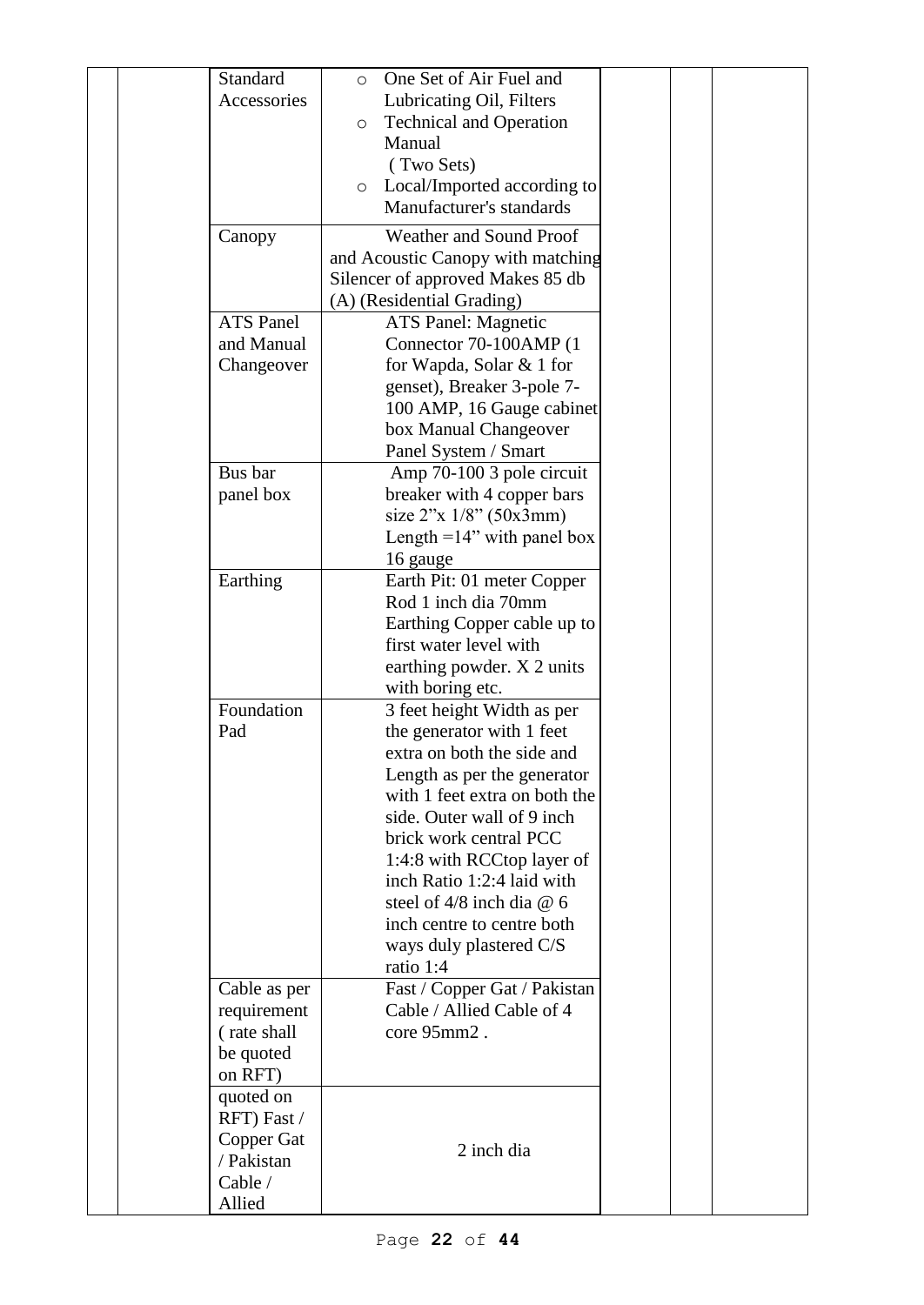| | | | | | | |
|---|---|---|---|---|---|---|
| | | Standard Accessories | ○ One Set of Air Fuel and Lubricating Oil, Filters<br>○ Technical and Operation Manual (Two Sets)<br>○ Local/Imported according to Manufacturer's standards | | | |
| | | Canopy | Weather and Sound Proof and Acoustic Canopy with matching Silencer of approved Makes 85 db (A) (Residential Grading) | | | |
| | | ATS Panel and Manual Changeover | ATS Panel: Magnetic Connector 70-100AMP (1 for Wapda, Solar & 1 for genset), Breaker 3-pole 7-100 AMP, 16 Gauge cabinet box Manual Changeover Panel System / Smart | | | |
| | | Bus bar panel box | Amp 70-100 3 pole circuit breaker with 4 copper bars size 2"x 1/8" (50x3mm) Length =14" with panel box 16 gauge | | | |
| | | Earthing | Earth Pit: 01 meter Copper Rod 1 inch dia 70mm Earthing Copper cable up to first water level with earthing powder. X 2 units with boring etc. | | | |
| | | Foundation Pad | 3 feet height Width as per the generator with 1 feet extra on both the side and Length as per the generator with 1 feet extra on both the side. Outer wall of 9 inch brick work central PCC 1:4:8 with RCCtop layer of inch Ratio 1:2:4 laid with steel of 4/8 inch dia @ 6 inch centre to centre both ways duly plastered C/S ratio 1:4 | | | |
| | | Cable as per requirement ( rate shall be quoted on RFT) | Fast / Copper Gat / Pakistan Cable / Allied Cable of 4 core 95mm2 . | | | |
| | | quoted on RFT) Fast / Copper Gat / Pakistan Cable / Allied | 2 inch dia | | | |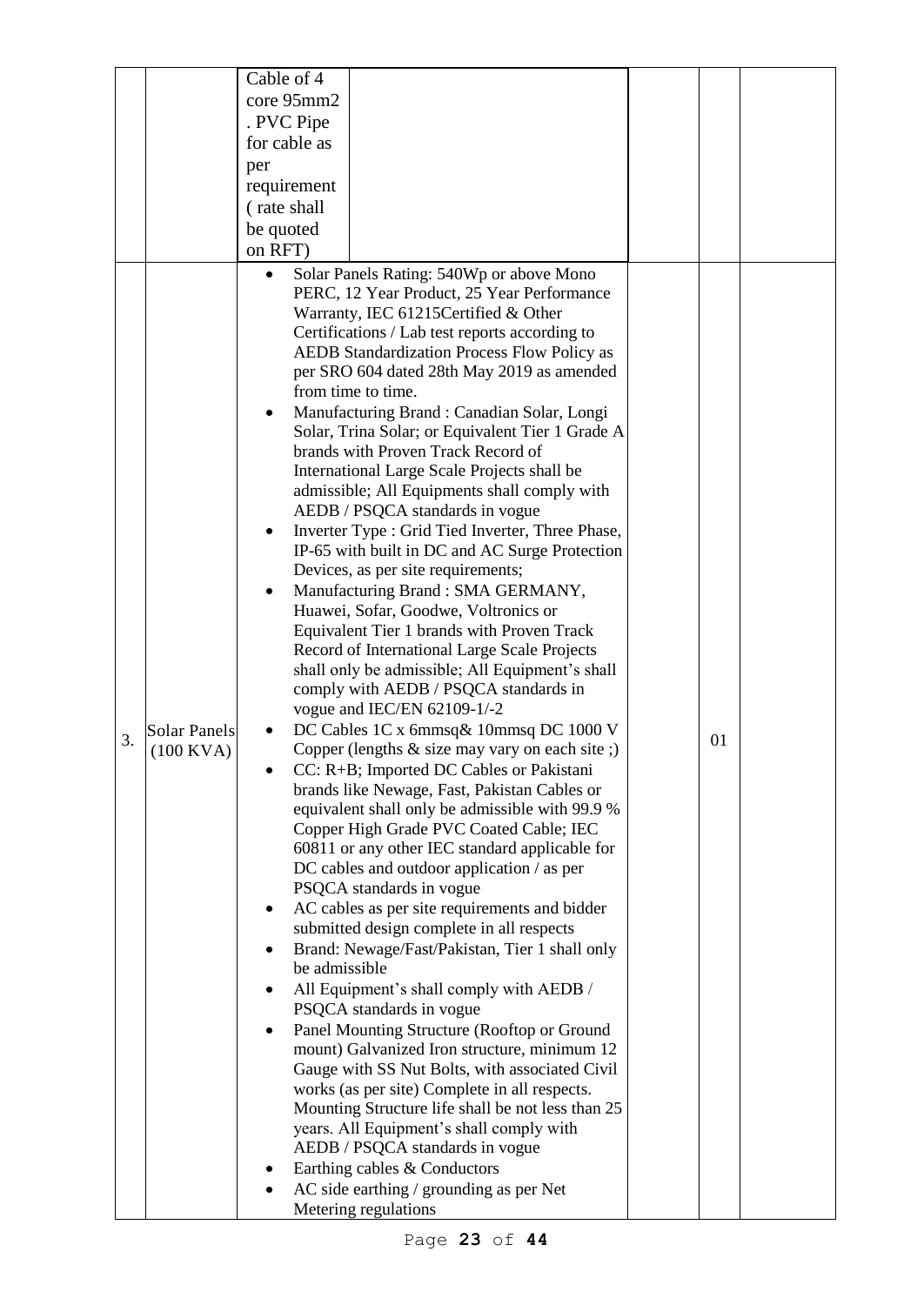| | | | | | |
|---|---|---|---|---|---|
| | | Cable of 4 core 95mm2 . PVC Pipe for cable as per requirement ( rate shall be quoted on RFT) | | | |
| 3. | Solar Panels (100 KVA) | • Solar Panels Rating: 540Wp or above Mono PERC, 12 Year Product, 25 Year Performance Warranty, IEC 61215Certified & Other Certifications / Lab test reports according to AEDB Standardization Process Flow Policy as per SRO 604 dated 28th May 2019 as amended from time to time.<br>• Manufacturing Brand : Canadian Solar, Longi Solar, Trina Solar; or Equivalent Tier 1 Grade A brands with Proven Track Record of International Large Scale Projects shall be admissible; All Equipments shall comply with AEDB / PSQCA standards in vogue<br>• Inverter Type : Grid Tied Inverter, Three Phase, IP-65 with built in DC and AC Surge Protection Devices, as per site requirements;<br>• Manufacturing Brand : SMA GERMANY, Huawei, Sofar, Goodwe, Voltronics or Equivalent Tier 1 brands with Proven Track Record of International Large Scale Projects shall only be admissible; All Equipment's shall comply with AEDB / PSQCA standards in vogue and IEC/EN 62109-1/-2<br>• DC Cables 1C x 6mmsq& 10mmsq DC 1000 V Copper (lengths & size may vary on each site ;)<br>• CC: R+B; Imported DC Cables or Pakistani brands like Newage, Fast, Pakistan Cables or equivalent shall only be admissible with 99.9 % Copper High Grade PVC Coated Cable; IEC 60811 or any other IEC standard applicable for DC cables and outdoor application / as per PSQCA standards in vogue<br>• AC cables as per site requirements and bidder submitted design complete in all respects<br>• Brand: Newage/Fast/Pakistan, Tier 1 shall only be admissible<br>• All Equipment's shall comply with AEDB / PSQCA standards in vogue<br>• Panel Mounting Structure (Rooftop or Ground mount) Galvanized Iron structure, minimum 12 Gauge with SS Nut Bolts, with associated Civil works (as per site) Complete in all respects. Mounting Structure life shall be not less than 25 years. All Equipment's shall comply with AEDB / PSQCA standards in vogue<br>• Earthing cables & Conductors<br>• AC side earthing / grounding as per Net Metering regulations | | 01 | |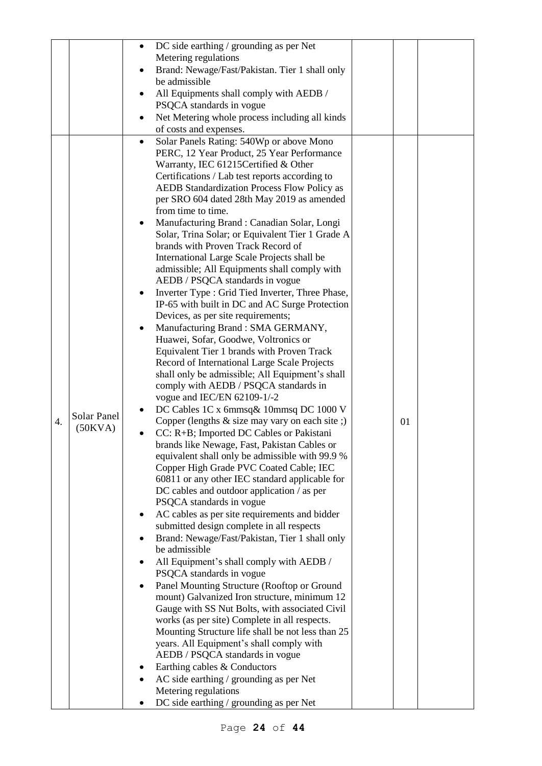| | | | | | |
|---|---|---|---|---|---|
| | | • DC side earthing / grounding as per Net Metering regulations<br>• Brand: Newage/Fast/Pakistan. Tier 1 shall only be admissible<br>• All Equipments shall comply with AEDB / PSQCA standards in vogue<br>• Net Metering whole process including all kinds of costs and expenses. | | | |
| 4. | Solar Panel (50KVA) | • Solar Panels Rating: 540Wp or above Mono PERC, 12 Year Product, 25 Year Performance Warranty, IEC 61215Certified & Other Certifications / Lab test reports according to AEDB Standardization Process Flow Policy as per SRO 604 dated 28th May 2019 as amended from time to time.<br>• Manufacturing Brand : Canadian Solar, Longi Solar, Trina Solar; or Equivalent Tier 1 Grade A brands with Proven Track Record of International Large Scale Projects shall be admissible; All Equipments shall comply with AEDB / PSQCA standards in vogue<br>• Inverter Type : Grid Tied Inverter, Three Phase, IP-65 with built in DC and AC Surge Protection Devices, as per site requirements;<br>• Manufacturing Brand : SMA GERMANY, Huawei, Sofar, Goodwe, Voltronics or Equivalent Tier 1 brands with Proven Track Record of International Large Scale Projects shall only be admissible; All Equipment's shall comply with AEDB / PSQCA standards in vogue and IEC/EN 62109-1/-2<br>• DC Cables 1C x 6mmsq& 10mmsq DC 1000 V Copper (lengths & size may vary on each site ;)<br>• CC: R+B; Imported DC Cables or Pakistani brands like Newage, Fast, Pakistan Cables or equivalent shall only be admissible with 99.9 % Copper High Grade PVC Coated Cable; IEC 60811 or any other IEC standard applicable for DC cables and outdoor application / as per PSQCA standards in vogue<br>• AC cables as per site requirements and bidder submitted design complete in all respects<br>• Brand: Newage/Fast/Pakistan, Tier 1 shall only be admissible<br>• All Equipment's shall comply with AEDB / PSQCA standards in vogue<br>• Panel Mounting Structure (Rooftop or Ground mount) Galvanized Iron structure, minimum 12 Gauge with SS Nut Bolts, with associated Civil works (as per site) Complete in all respects. Mounting Structure life shall be not less than 25 years. All Equipment's shall comply with AEDB / PSQCA standards in vogue<br>• Earthing cables & Conductors<br>• AC side earthing / grounding as per Net Metering regulations<br>• DC side earthing / grounding as per Net | | 01 | |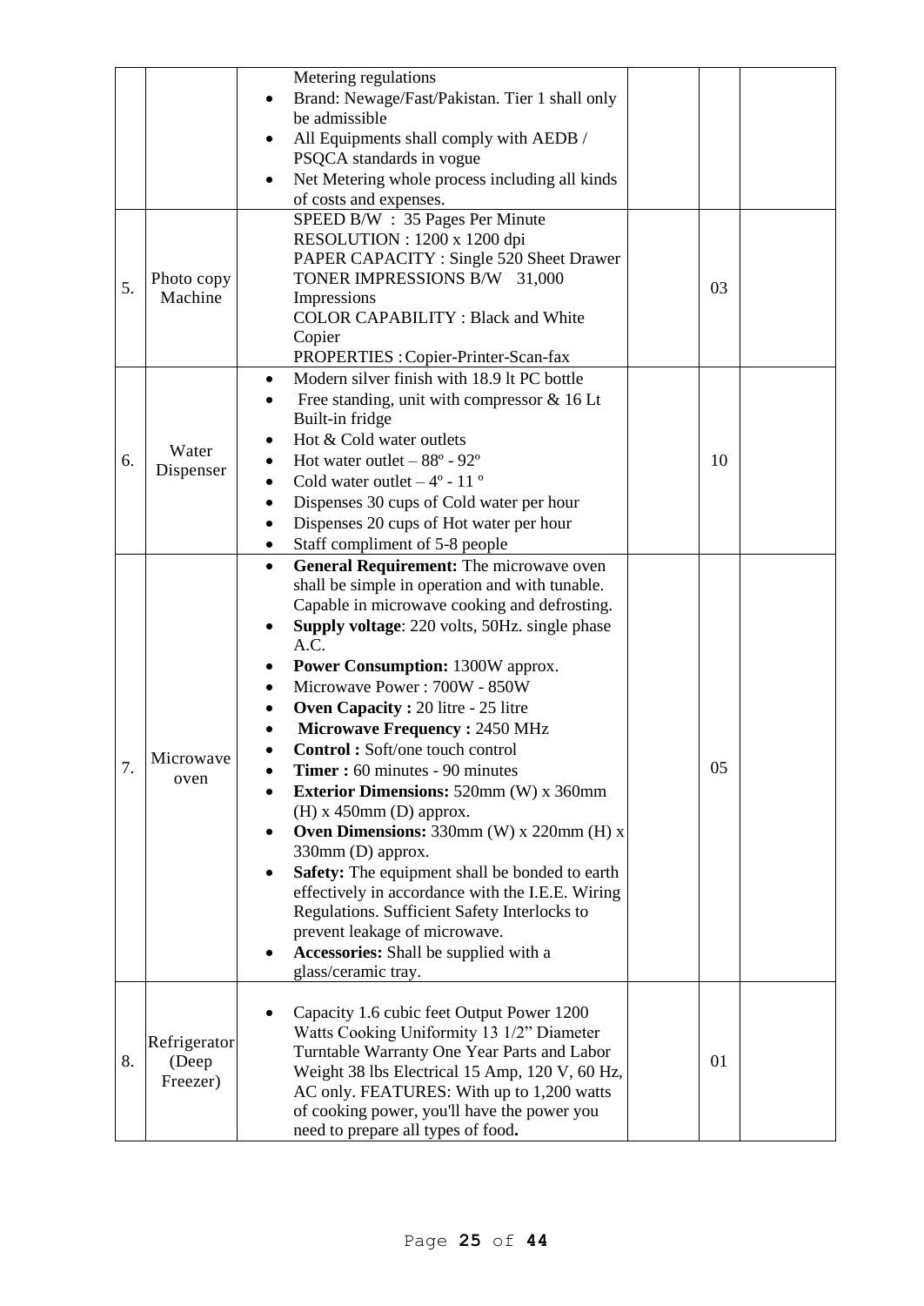| | | | | | |
|---|---|---|---|---|---|
| | | Metering regulations<br>• Brand: Newage/Fast/Pakistan. Tier 1 shall only be admissible<br>• All Equipments shall comply with AEDB / PSQCA standards in vogue<br>• Net Metering whole process including all kinds of costs and expenses. | | | |
| 5. | Photo copy Machine | SPEED B/W : 35 Pages Per Minute<br>RESOLUTION : 1200 x 1200 dpi<br>PAPER CAPACITY : Single 520 Sheet Drawer<br>TONER IMPRESSIONS B/W 31,000 Impressions<br>COLOR CAPABILITY : Black and White Copier<br>PROPERTIES : Copier-Printer-Scan-fax | | 03 | |
| 6. | Water Dispenser | • Modern silver finish with 18.9 lt PC bottle<br>• Free standing, unit with compressor & 16 Lt Built-in fridge<br>• Hot & Cold water outlets<br>• Hot water outlet – 88º - 92º<br>• Cold water outlet – 4º - 11 º<br>• Dispenses 30 cups of Cold water per hour<br>• Dispenses 20 cups of Hot water per hour<br>• Staff compliment of 5-8 people | | 10 | |
| 7. | Microwave oven | • **General Requirement:** The microwave oven shall be simple in operation and with tunable. Capable in microwave cooking and defrosting.<br>• **Supply voltage**: 220 volts, 50Hz. single phase A.C.<br>• **Power Consumption:** 1300W approx.<br>• Microwave Power : 700W - 850W<br>• **Oven Capacity :** 20 litre - 25 litre<br>• **Microwave Frequency :** 2450 MHz<br>• **Control :** Soft/one touch control<br>• **Timer :** 60 minutes - 90 minutes<br>• **Exterior Dimensions:** 520mm (W) x 360mm (H) x 450mm (D) approx.<br>• **Oven Dimensions:** 330mm (W) x 220mm (H) x 330mm (D) approx.<br>• **Safety:** The equipment shall be bonded to earth effectively in accordance with the I.E.E. Wiring Regulations. Sufficient Safety Interlocks to prevent leakage of microwave.<br>• **Accessories:** Shall be supplied with a glass/ceramic tray. | | 05 | |
| 8. | Refrigerator (Deep Freezer) | • Capacity 1.6 cubic feet Output Power 1200 Watts Cooking Uniformity 13 1/2" Diameter Turntable Warranty One Year Parts and Labor Weight 38 lbs Electrical 15 Amp, 120 V, 60 Hz, AC only. FEATURES: With up to 1,200 watts of cooking power, you'll have the power you need to prepare all types of food**.** | | 01 | |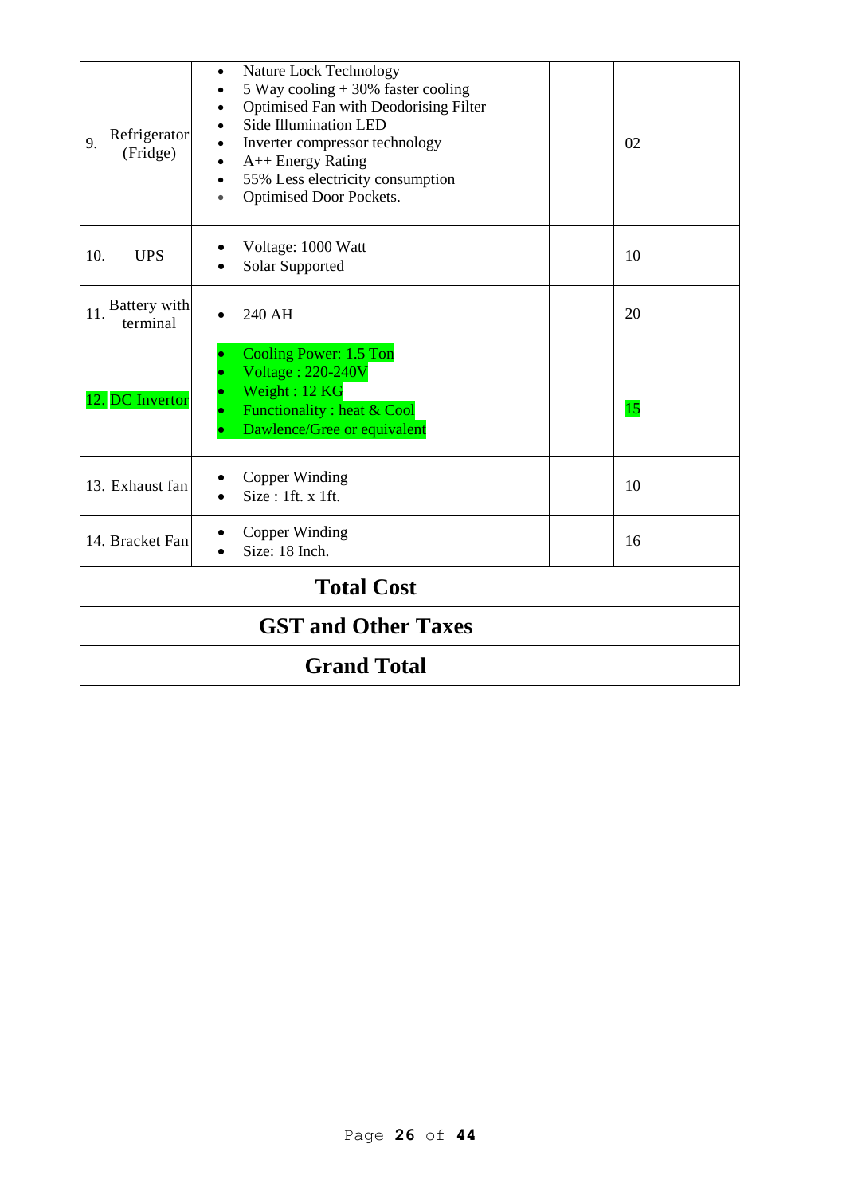| 9. | Refrigerator (Fridge) | • Nature Lock Technology<br>• 5 Way cooling + 30% faster cooling<br>• Optimised Fan with Deodorising Filter<br>• Side Illumination LED<br>• Inverter compressor technology<br>• A++ Energy Rating<br>• 55% Less electricity consumption<br>• Optimised Door Pockets. | | 02 | |
|---|---|---|---|---|---|
| 10. | UPS | • Voltage: 1000 Watt<br>• Solar Supported | | 10 | |
| 11. | Battery with terminal | • 240 AH | | 20 | |
| 12. | DC Invertor | • Cooling Power: 1.5 Ton<br>• Voltage : 220-240V<br>• Weight : 12 KG<br>• Functionality : heat & Cool<br>• Dawlence/Gree or equivalent | | 15 | |
| 13. | Exhaust fan | • Copper Winding<br>• Size : 1ft. x 1ft. | | 10 | |
| 14. | Bracket Fan | • Copper Winding<br>• Size: 18 Inch. | | 16 | |
| **Total Cost** | | | | | |
| **GST and Other Taxes** | | | | | |
| **Grand Total** | | | | | |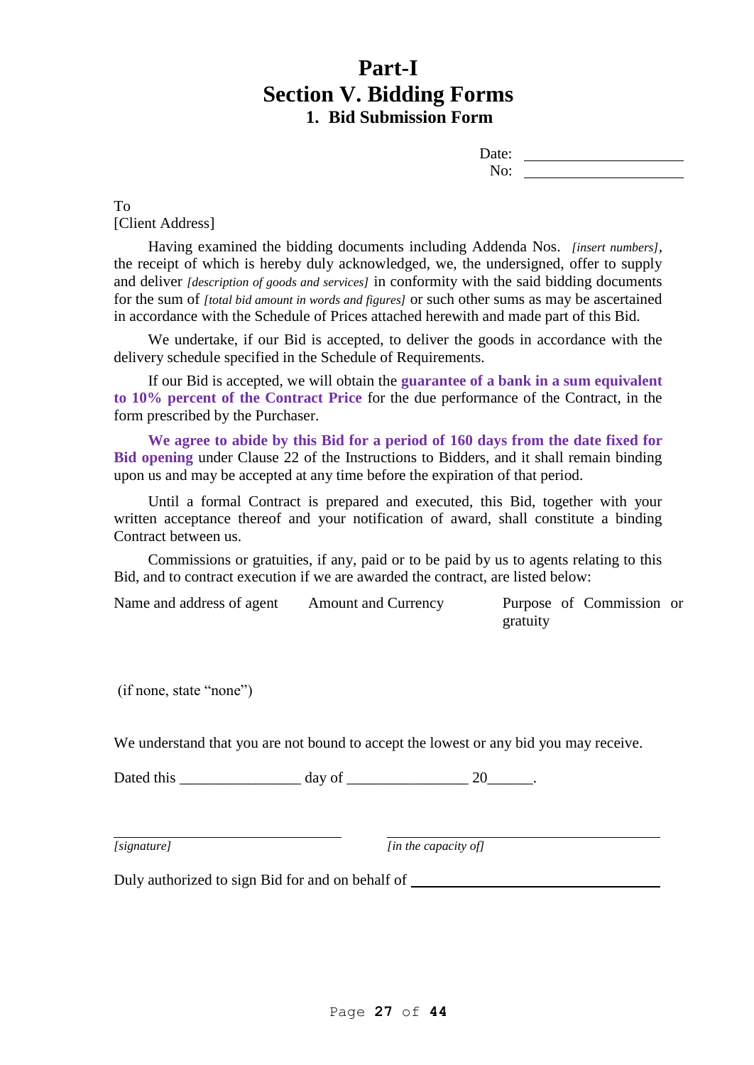# Part-I
# Section V. Bidding Forms
## 1. Bid Submission Form

Date: ____________________
No: ____________________

To
[Client Address]

Having examined the bidding documents including Addenda Nos. *[insert numbers]*, the receipt of which is hereby duly acknowledged, we, the undersigned, offer to supply and deliver *[description of goods and services]* in conformity with the said bidding documents for the sum of *[total bid amount in words and figures]* or such other sums as may be ascertained in accordance with the Schedule of Prices attached herewith and made part of this Bid.

We undertake, if our Bid is accepted, to deliver the goods in accordance with the delivery schedule specified in the Schedule of Requirements.

If our Bid is accepted, we will obtain the **guarantee of a bank in a sum equivalent to 10% percent of the Contract Price** for the due performance of the Contract, in the form prescribed by the Purchaser.

**We agree to abide by this Bid for a period of 160 days from the date fixed for Bid opening** under Clause 22 of the Instructions to Bidders, and it shall remain binding upon us and may be accepted at any time before the expiration of that period.

Until a formal Contract is prepared and executed, this Bid, together with your written acceptance thereof and your notification of award, shall constitute a binding Contract between us.

Commissions or gratuities, if any, paid or to be paid by us to agents relating to this Bid, and to contract execution if we are awarded the contract, are listed below:

| Name and address of agent | Amount and Currency | Purpose of Commission or gratuity |
|---|---|---|
| | | |

(if none, state "none")

We understand that you are not bound to accept the lowest or any bid you may receive.

Dated this ________________ day of ________________ 20______.

________________________________ ________________________________
*[signature]* *[in the capacity of]*

Duly authorized to sign Bid for and on behalf of ________________________________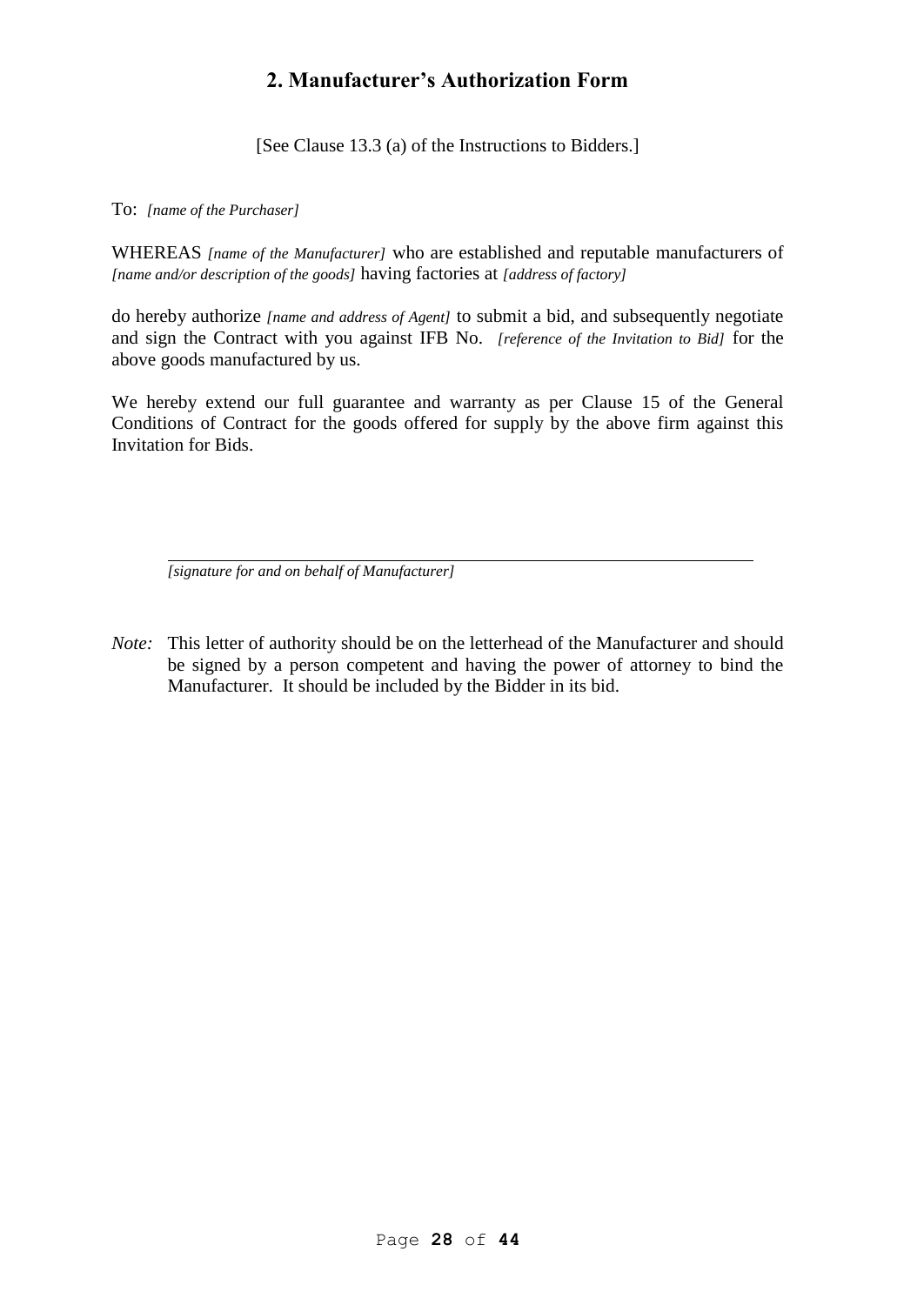## 2. Manufacturer's Authorization Form

[See Clause 13.3 (a) of the Instructions to Bidders.]

To: *[name of the Purchaser]*

WHEREAS *[name of the Manufacturer]* who are established and reputable manufacturers of *[name and/or description of the goods]* having factories at *[address of factory]*

do hereby authorize *[name and address of Agent]* to submit a bid, and subsequently negotiate and sign the Contract with you against IFB No. *[reference of the Invitation to Bid]* for the above goods manufactured by us.

We hereby extend our full guarantee and warranty as per Clause 15 of the General Conditions of Contract for the goods offered for supply by the above firm against this Invitation for Bids.

\_\_\_\_\_\_\_\_\_\_\_\_\_\_\_\_\_\_\_\_\_\_\_\_\_\_\_\_\_\_\_\_\_\_\_\_\_\_\_\_\_\_\_\_\_\_\_\_\_\_\_\_

*[signature for and on behalf of Manufacturer]*

*Note:* This letter of authority should be on the letterhead of the Manufacturer and should be signed by a person competent and having the power of attorney to bind the Manufacturer. It should be included by the Bidder in its bid.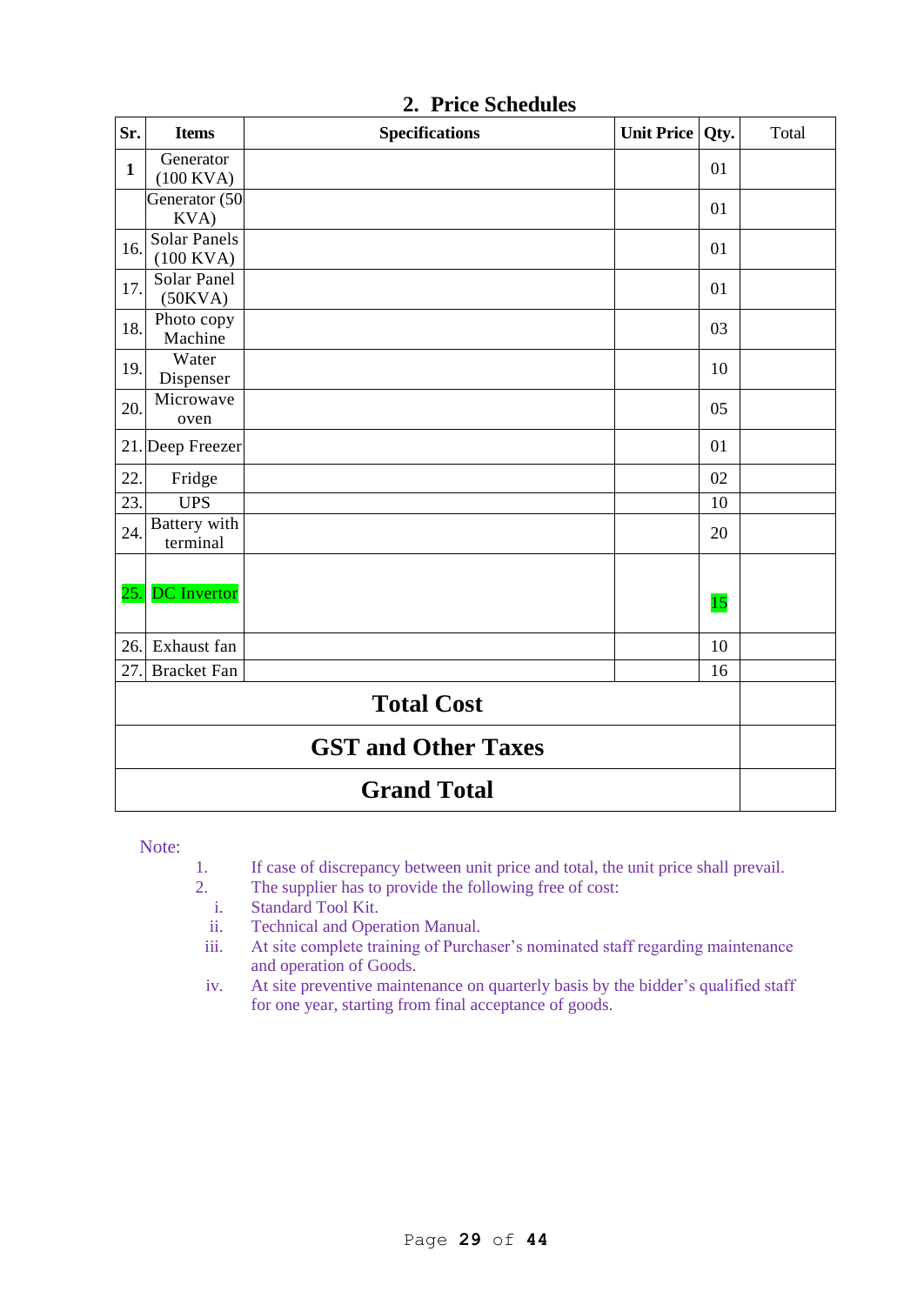## 2. Price Schedules

| Sr. | Items | Specifications | Unit Price | Qty. | Total |
|---|---|---|---|---|---|
| 1 | Generator (100 KVA) | | | 01 | |
| | Generator (50 KVA) | | | 01 | |
| 16. | Solar Panels (100 KVA) | | | 01 | |
| 17. | Solar Panel (50KVA) | | | 01 | |
| 18. | Photo copy Machine | | | 03 | |
| 19. | Water Dispenser | | | 10 | |
| 20. | Microwave oven | | | 05 | |
| 21. | Deep Freezer | | | 01 | |
| 22. | Fridge | | | 02 | |
| 23. | UPS | | | 10 | |
| 24. | Battery with terminal | | | 20 | |
| 25. | DC Invertor | | | 15 | |
| 26. | Exhaust fan | | | 10 | |
| 27. | Bracket Fan | | | 16 | |
| **Total Cost** | | | | | |
| **GST and Other Taxes** | | | | | |
| **Grand Total** | | | | | |

Note:

1. If case of discrepancy between unit price and total, the unit price shall prevail.
2. The supplier has to provide the following free of cost:
   i. Standard Tool Kit.
   ii. Technical and Operation Manual.
   iii. At site complete training of Purchaser's nominated staff regarding maintenance and operation of Goods.
   iv. At site preventive maintenance on quarterly basis by the bidder's qualified staff for one year, starting from final acceptance of goods.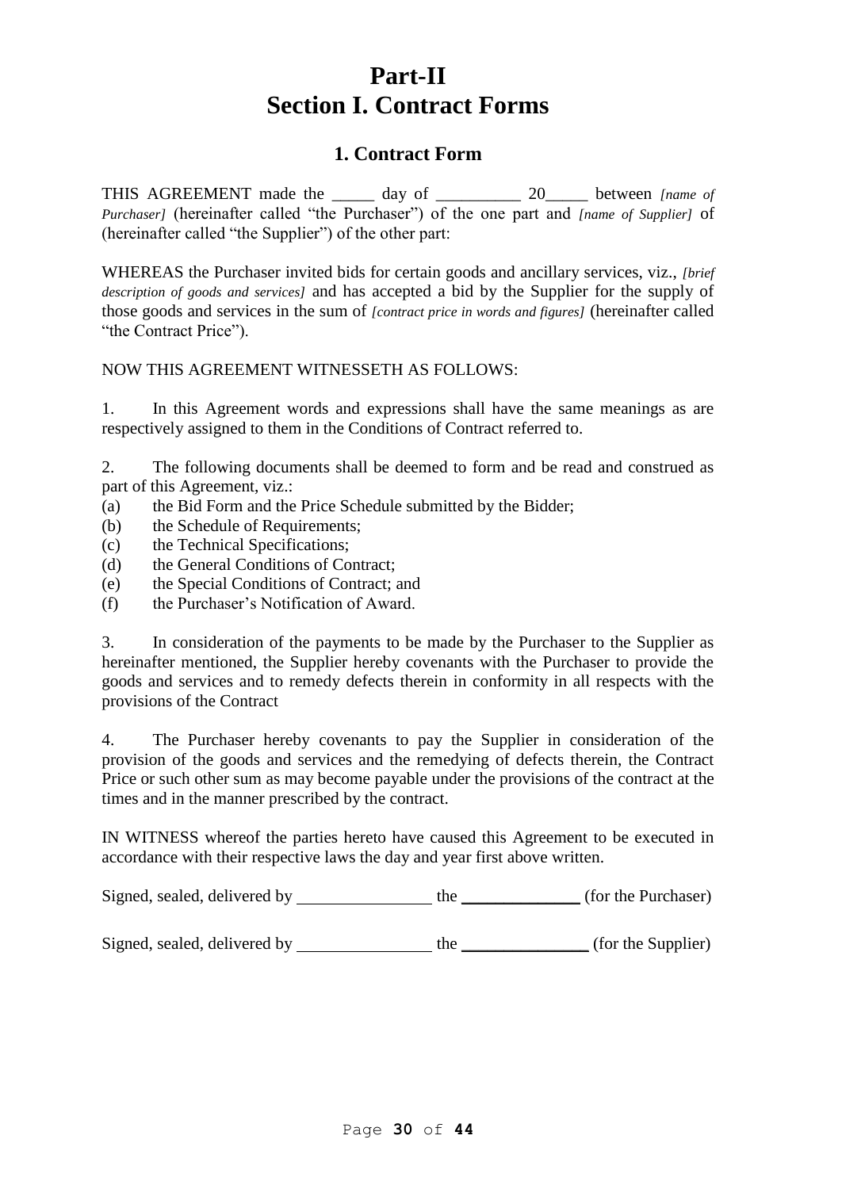# Part-II
# Section I. Contract Forms

## 1. Contract Form

THIS AGREEMENT made the _____ day of __________ 20_____ between *[name of Purchaser]* (hereinafter called "the Purchaser") of the one part and *[name of Supplier]* of (hereinafter called "the Supplier") of the other part:

WHEREAS the Purchaser invited bids for certain goods and ancillary services, viz., *[brief description of goods and services]* and has accepted a bid by the Supplier for the supply of those goods and services in the sum of *[contract price in words and figures]* (hereinafter called "the Contract Price").

NOW THIS AGREEMENT WITNESSETH AS FOLLOWS:

1. In this Agreement words and expressions shall have the same meanings as are respectively assigned to them in the Conditions of Contract referred to.

2. The following documents shall be deemed to form and be read and construed as part of this Agreement, viz.:

(a) the Bid Form and the Price Schedule submitted by the Bidder;
(b) the Schedule of Requirements;
(c) the Technical Specifications;
(d) the General Conditions of Contract;
(e) the Special Conditions of Contract; and
(f) the Purchaser's Notification of Award.

3. In consideration of the payments to be made by the Purchaser to the Supplier as hereinafter mentioned, the Supplier hereby covenants with the Purchaser to provide the goods and services and to remedy defects therein in conformity in all respects with the provisions of the Contract

4. The Purchaser hereby covenants to pay the Supplier in consideration of the provision of the goods and services and the remedying of defects therein, the Contract Price or such other sum as may become payable under the provisions of the contract at the times and in the manner prescribed by the contract.

IN WITNESS whereof the parties hereto have caused this Agreement to be executed in accordance with their respective laws the day and year first above written.

Signed, sealed, delivered by ________________ the ______________ (for the Purchaser)

Signed, sealed, delivered by ________________ the _______________ (for the Supplier)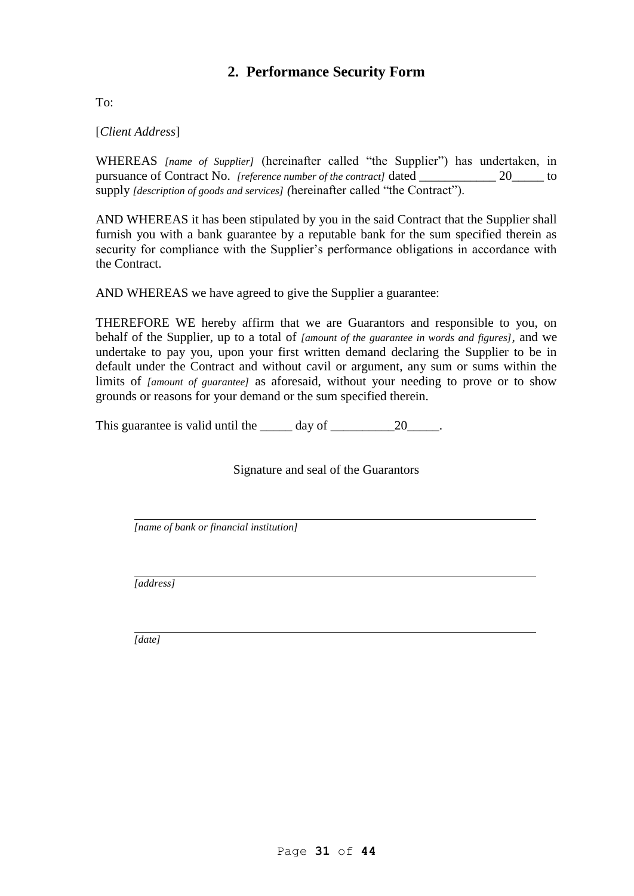## 2. Performance Security Form

To:

[*Client Address*]

WHEREAS *[name of Supplier]* (hereinafter called "the Supplier") has undertaken, in pursuance of Contract No. *[reference number of the contract]* dated ____________ 20_____ to supply *[description of goods and services] (*hereinafter called "the Contract").

AND WHEREAS it has been stipulated by you in the said Contract that the Supplier shall furnish you with a bank guarantee by a reputable bank for the sum specified therein as security for compliance with the Supplier's performance obligations in accordance with the Contract.

AND WHEREAS we have agreed to give the Supplier a guarantee:

THEREFORE WE hereby affirm that we are Guarantors and responsible to you, on behalf of the Supplier, up to a total of *[amount of the guarantee in words and figures]*, and we undertake to pay you, upon your first written demand declaring the Supplier to be in default under the Contract and without cavil or argument, any sum or sums within the limits of *[amount of guarantee]* as aforesaid, without your needing to prove or to show grounds or reasons for your demand or the sum specified therein.

This guarantee is valid until the _____ day of __________20_____.

Signature and seal of the Guarantors

______________________________________________________________
*[name of bank or financial institution]*

______________________________________________________________
*[address]*

______________________________________________________________
*[date]*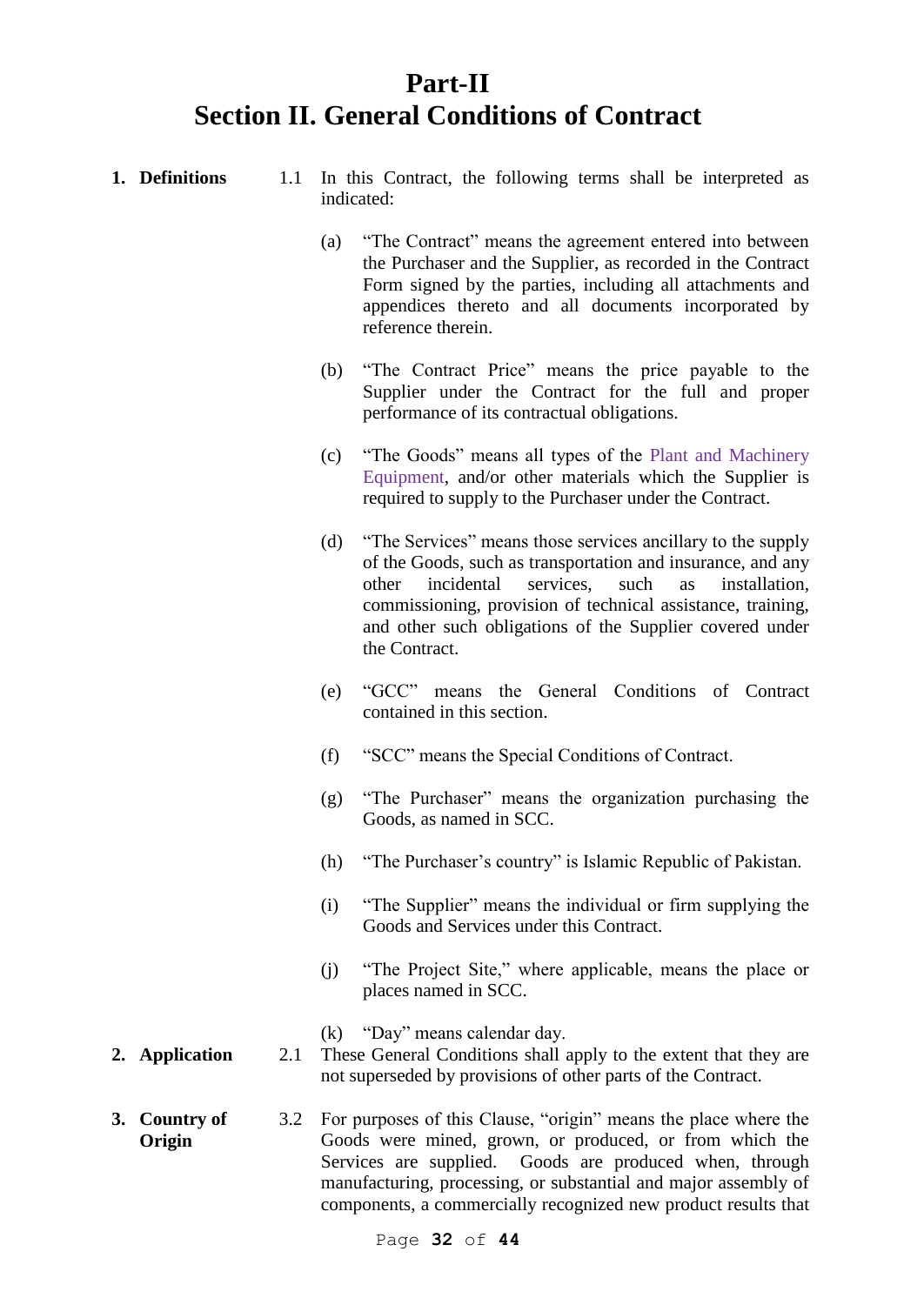# Part-II
# Section II. General Conditions of Contract

**1. Definitions**

1.1 In this Contract, the following terms shall be interpreted as indicated:

(a) "The Contract" means the agreement entered into between the Purchaser and the Supplier, as recorded in the Contract Form signed by the parties, including all attachments and appendices thereto and all documents incorporated by reference therein.

(b) "The Contract Price" means the price payable to the Supplier under the Contract for the full and proper performance of its contractual obligations.

(c) "The Goods" means all types of the Plant and Machinery Equipment, and/or other materials which the Supplier is required to supply to the Purchaser under the Contract.

(d) "The Services" means those services ancillary to the supply of the Goods, such as transportation and insurance, and any other incidental services, such as installation, commissioning, provision of technical assistance, training, and other such obligations of the Supplier covered under the Contract.

(e) "GCC" means the General Conditions of Contract contained in this section.

(f) "SCC" means the Special Conditions of Contract.

(g) "The Purchaser" means the organization purchasing the Goods, as named in SCC.

(h) "The Purchaser's country" is Islamic Republic of Pakistan.

(i) "The Supplier" means the individual or firm supplying the Goods and Services under this Contract.

(j) "The Project Site," where applicable, means the place or places named in SCC.

(k) "Day" means calendar day.

**2. Application**

2.1 These General Conditions shall apply to the extent that they are not superseded by provisions of other parts of the Contract.

**3. Country of Origin**

3.2 For purposes of this Clause, "origin" means the place where the Goods were mined, grown, or produced, or from which the Services are supplied. Goods are produced when, through manufacturing, processing, or substantial and major assembly of components, a commercially recognized new product results that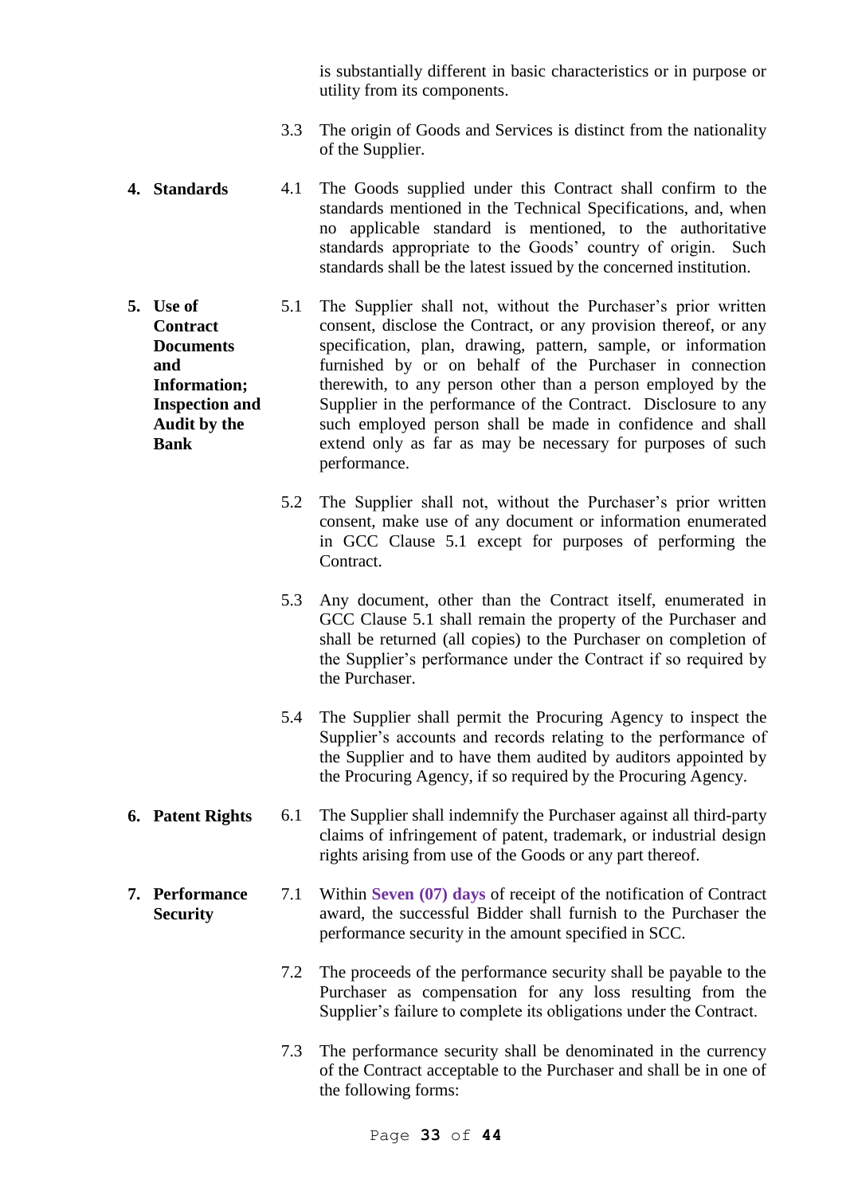is substantially different in basic characteristics or in purpose or utility from its components.

3.3 The origin of Goods and Services is distinct from the nationality of the Supplier.

**4. Standards**

4.1 The Goods supplied under this Contract shall confirm to the standards mentioned in the Technical Specifications, and, when no applicable standard is mentioned, to the authoritative standards appropriate to the Goods' country of origin. Such standards shall be the latest issued by the concerned institution.

**5. Use of Contract Documents and Information; Inspection and Audit by the Bank**

5.1 The Supplier shall not, without the Purchaser's prior written consent, disclose the Contract, or any provision thereof, or any specification, plan, drawing, pattern, sample, or information furnished by or on behalf of the Purchaser in connection therewith, to any person other than a person employed by the Supplier in the performance of the Contract. Disclosure to any such employed person shall be made in confidence and shall extend only as far as may be necessary for purposes of such performance.

5.2 The Supplier shall not, without the Purchaser's prior written consent, make use of any document or information enumerated in GCC Clause 5.1 except for purposes of performing the Contract.

5.3 Any document, other than the Contract itself, enumerated in GCC Clause 5.1 shall remain the property of the Purchaser and shall be returned (all copies) to the Purchaser on completion of the Supplier's performance under the Contract if so required by the Purchaser.

5.4 The Supplier shall permit the Procuring Agency to inspect the Supplier's accounts and records relating to the performance of the Supplier and to have them audited by auditors appointed by the Procuring Agency, if so required by the Procuring Agency.

**6. Patent Rights**

6.1 The Supplier shall indemnify the Purchaser against all third-party claims of infringement of patent, trademark, or industrial design rights arising from use of the Goods or any part thereof.

**7. Performance Security**

7.1 Within **Seven (07) days** of receipt of the notification of Contract award, the successful Bidder shall furnish to the Purchaser the performance security in the amount specified in SCC.

7.2 The proceeds of the performance security shall be payable to the Purchaser as compensation for any loss resulting from the Supplier's failure to complete its obligations under the Contract.

7.3 The performance security shall be denominated in the currency of the Contract acceptable to the Purchaser and shall be in one of the following forms: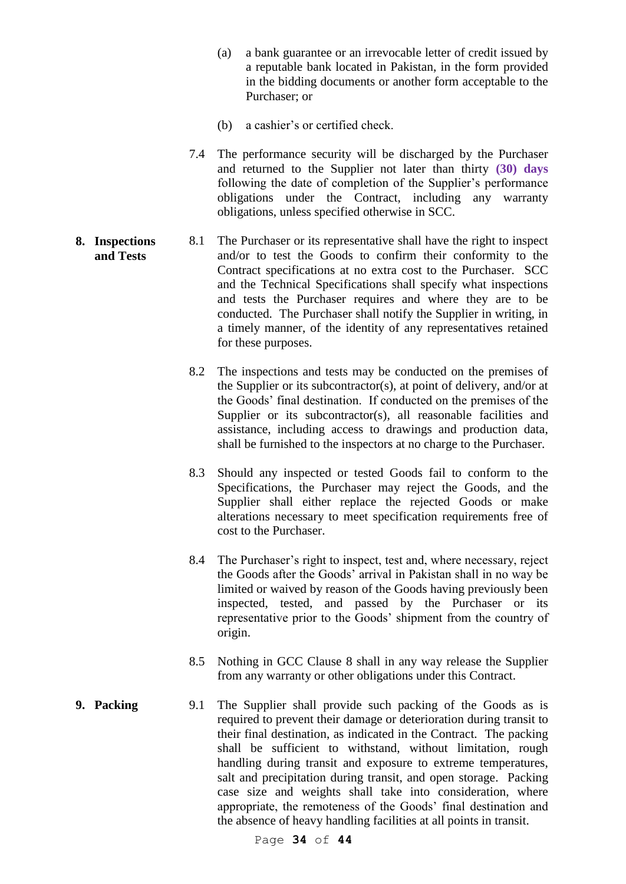(a) a bank guarantee or an irrevocable letter of credit issued by a reputable bank located in Pakistan, in the form provided in the bidding documents or another form acceptable to the Purchaser; or

(b) a cashier's or certified check.

7.4 The performance security will be discharged by the Purchaser and returned to the Supplier not later than thirty **(30) days** following the date of completion of the Supplier's performance obligations under the Contract, including any warranty obligations, unless specified otherwise in SCC.

**8. Inspections and Tests**

8.1 The Purchaser or its representative shall have the right to inspect and/or to test the Goods to confirm their conformity to the Contract specifications at no extra cost to the Purchaser. SCC and the Technical Specifications shall specify what inspections and tests the Purchaser requires and where they are to be conducted. The Purchaser shall notify the Supplier in writing, in a timely manner, of the identity of any representatives retained for these purposes.

8.2 The inspections and tests may be conducted on the premises of the Supplier or its subcontractor(s), at point of delivery, and/or at the Goods' final destination. If conducted on the premises of the Supplier or its subcontractor(s), all reasonable facilities and assistance, including access to drawings and production data, shall be furnished to the inspectors at no charge to the Purchaser.

8.3 Should any inspected or tested Goods fail to conform to the Specifications, the Purchaser may reject the Goods, and the Supplier shall either replace the rejected Goods or make alterations necessary to meet specification requirements free of cost to the Purchaser.

8.4 The Purchaser's right to inspect, test and, where necessary, reject the Goods after the Goods' arrival in Pakistan shall in no way be limited or waived by reason of the Goods having previously been inspected, tested, and passed by the Purchaser or its representative prior to the Goods' shipment from the country of origin.

8.5 Nothing in GCC Clause 8 shall in any way release the Supplier from any warranty or other obligations under this Contract.

**9. Packing**

9.1 The Supplier shall provide such packing of the Goods as is required to prevent their damage or deterioration during transit to their final destination, as indicated in the Contract. The packing shall be sufficient to withstand, without limitation, rough handling during transit and exposure to extreme temperatures, salt and precipitation during transit, and open storage. Packing case size and weights shall take into consideration, where appropriate, the remoteness of the Goods' final destination and the absence of heavy handling facilities at all points in transit.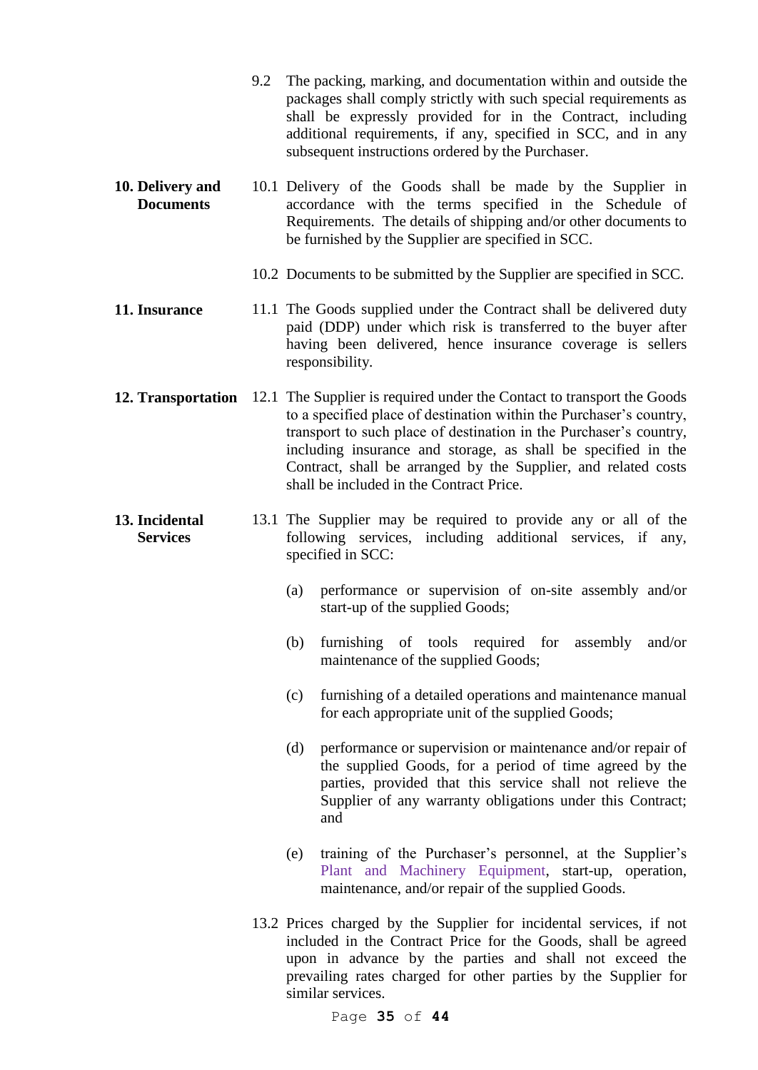9.2 The packing, marking, and documentation within and outside the packages shall comply strictly with such special requirements as shall be expressly provided for in the Contract, including additional requirements, if any, specified in SCC, and in any subsequent instructions ordered by the Purchaser.

**10. Delivery and Documents**

10.1 Delivery of the Goods shall be made by the Supplier in accordance with the terms specified in the Schedule of Requirements. The details of shipping and/or other documents to be furnished by the Supplier are specified in SCC.

10.2 Documents to be submitted by the Supplier are specified in SCC.

**11. Insurance**

11.1 The Goods supplied under the Contract shall be delivered duty paid (DDP) under which risk is transferred to the buyer after having been delivered, hence insurance coverage is sellers responsibility.

**12. Transportation**

12.1 The Supplier is required under the Contact to transport the Goods to a specified place of destination within the Purchaser's country, transport to such place of destination in the Purchaser's country, including insurance and storage, as shall be specified in the Contract, shall be arranged by the Supplier, and related costs shall be included in the Contract Price.

**13. Incidental Services**

13.1 The Supplier may be required to provide any or all of the following services, including additional services, if any, specified in SCC:

(a) performance or supervision of on-site assembly and/or start-up of the supplied Goods;

(b) furnishing of tools required for assembly and/or maintenance of the supplied Goods;

(c) furnishing of a detailed operations and maintenance manual for each appropriate unit of the supplied Goods;

(d) performance or supervision or maintenance and/or repair of the supplied Goods, for a period of time agreed by the parties, provided that this service shall not relieve the Supplier of any warranty obligations under this Contract; and

(e) training of the Purchaser's personnel, at the Supplier's Plant and Machinery Equipment, start-up, operation, maintenance, and/or repair of the supplied Goods.

13.2 Prices charged by the Supplier for incidental services, if not included in the Contract Price for the Goods, shall be agreed upon in advance by the parties and shall not exceed the prevailing rates charged for other parties by the Supplier for similar services.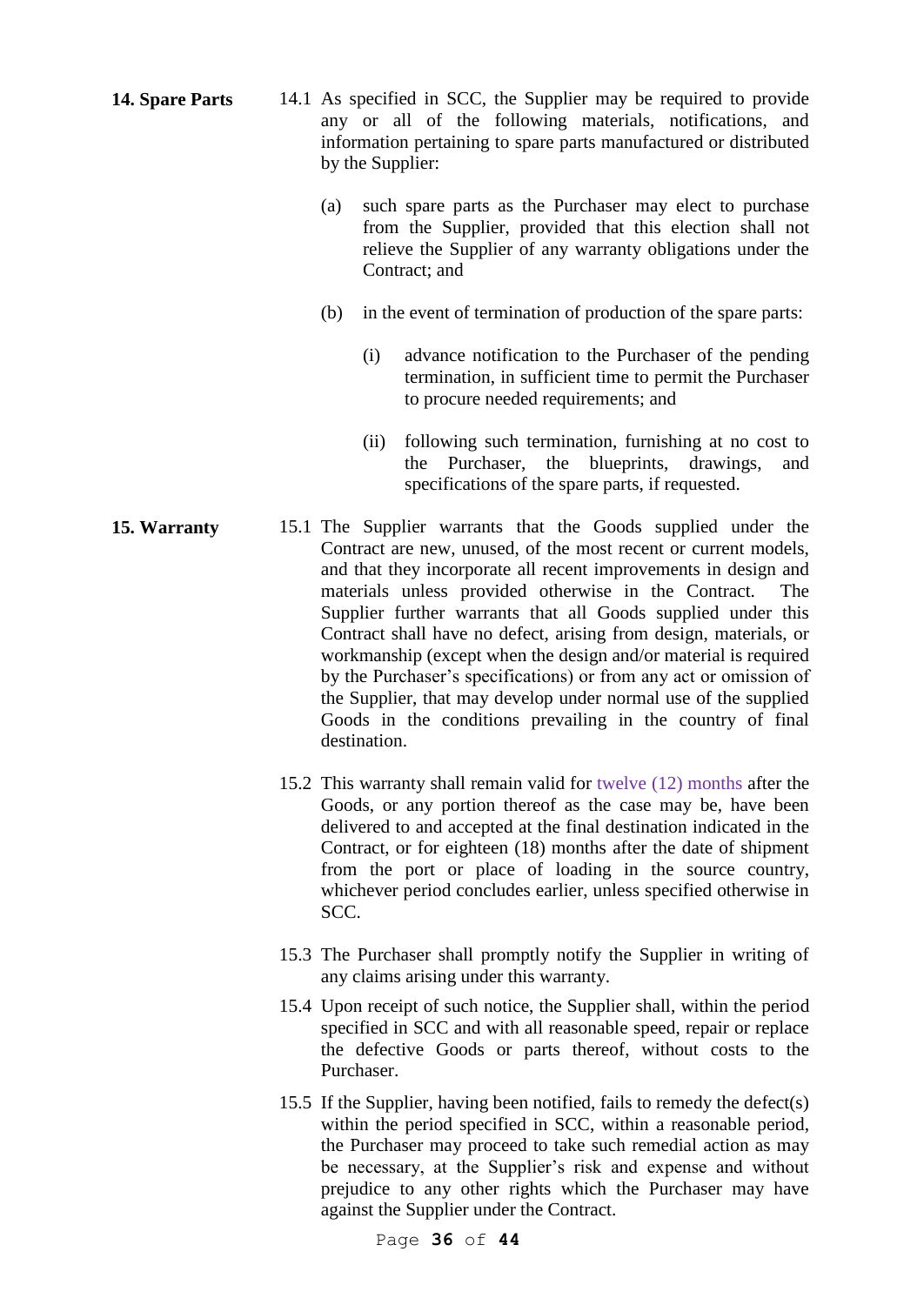**14. Spare Parts**

14.1 As specified in SCC, the Supplier may be required to provide any or all of the following materials, notifications, and information pertaining to spare parts manufactured or distributed by the Supplier:

(a) such spare parts as the Purchaser may elect to purchase from the Supplier, provided that this election shall not relieve the Supplier of any warranty obligations under the Contract; and

(b) in the event of termination of production of the spare parts:

(i) advance notification to the Purchaser of the pending termination, in sufficient time to permit the Purchaser to procure needed requirements; and

(ii) following such termination, furnishing at no cost to the Purchaser, the blueprints, drawings, and specifications of the spare parts, if requested.

**15. Warranty**

15.1 The Supplier warrants that the Goods supplied under the Contract are new, unused, of the most recent or current models, and that they incorporate all recent improvements in design and materials unless provided otherwise in the Contract. The Supplier further warrants that all Goods supplied under this Contract shall have no defect, arising from design, materials, or workmanship (except when the design and/or material is required by the Purchaser's specifications) or from any act or omission of the Supplier, that may develop under normal use of the supplied Goods in the conditions prevailing in the country of final destination.

15.2 This warranty shall remain valid for twelve (12) months after the Goods, or any portion thereof as the case may be, have been delivered to and accepted at the final destination indicated in the Contract, or for eighteen (18) months after the date of shipment from the port or place of loading in the source country, whichever period concludes earlier, unless specified otherwise in SCC.

15.3 The Purchaser shall promptly notify the Supplier in writing of any claims arising under this warranty.

15.4 Upon receipt of such notice, the Supplier shall, within the period specified in SCC and with all reasonable speed, repair or replace the defective Goods or parts thereof, without costs to the Purchaser.

15.5 If the Supplier, having been notified, fails to remedy the defect(s) within the period specified in SCC, within a reasonable period, the Purchaser may proceed to take such remedial action as may be necessary, at the Supplier's risk and expense and without prejudice to any other rights which the Purchaser may have against the Supplier under the Contract.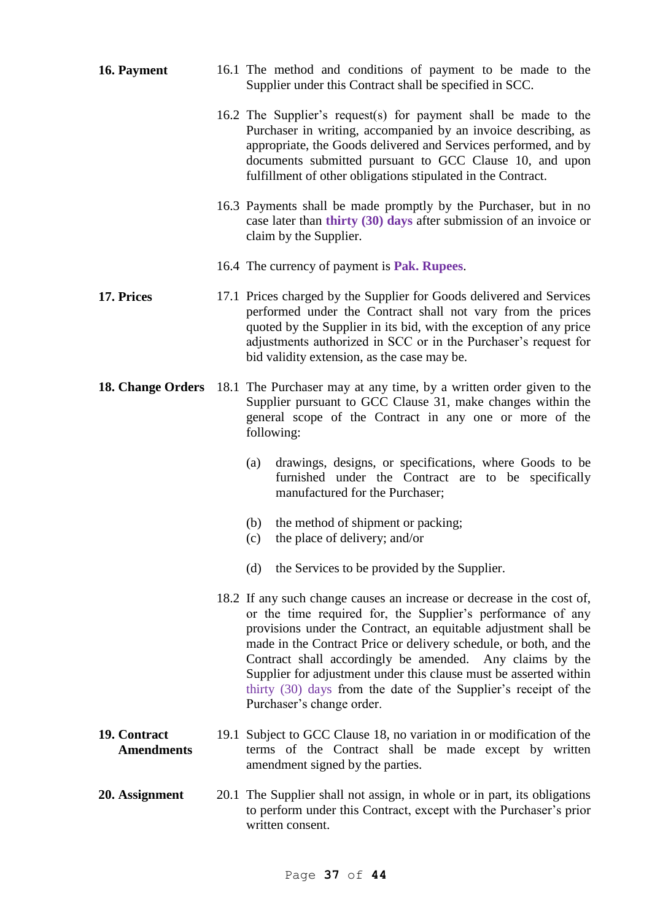**16. Payment**

16.1 The method and conditions of payment to be made to the Supplier under this Contract shall be specified in SCC.

16.2 The Supplier's request(s) for payment shall be made to the Purchaser in writing, accompanied by an invoice describing, as appropriate, the Goods delivered and Services performed, and by documents submitted pursuant to GCC Clause 10, and upon fulfillment of other obligations stipulated in the Contract.

16.3 Payments shall be made promptly by the Purchaser, but in no case later than **thirty (30) days** after submission of an invoice or claim by the Supplier.

16.4 The currency of payment is **Pak. Rupees**.

**17. Prices**

17.1 Prices charged by the Supplier for Goods delivered and Services performed under the Contract shall not vary from the prices quoted by the Supplier in its bid, with the exception of any price adjustments authorized in SCC or in the Purchaser's request for bid validity extension, as the case may be.

**18. Change Orders**

18.1 The Purchaser may at any time, by a written order given to the Supplier pursuant to GCC Clause 31, make changes within the general scope of the Contract in any one or more of the following:

(a) drawings, designs, or specifications, where Goods to be furnished under the Contract are to be specifically manufactured for the Purchaser;

(b) the method of shipment or packing;

(c) the place of delivery; and/or

(d) the Services to be provided by the Supplier.

18.2 If any such change causes an increase or decrease in the cost of, or the time required for, the Supplier's performance of any provisions under the Contract, an equitable adjustment shall be made in the Contract Price or delivery schedule, or both, and the Contract shall accordingly be amended. Any claims by the Supplier for adjustment under this clause must be asserted within thirty (30) days from the date of the Supplier's receipt of the Purchaser's change order.

**19. Contract Amendments**

19.1 Subject to GCC Clause 18, no variation in or modification of the terms of the Contract shall be made except by written amendment signed by the parties.

**20. Assignment**

20.1 The Supplier shall not assign, in whole or in part, its obligations to perform under this Contract, except with the Purchaser's prior written consent.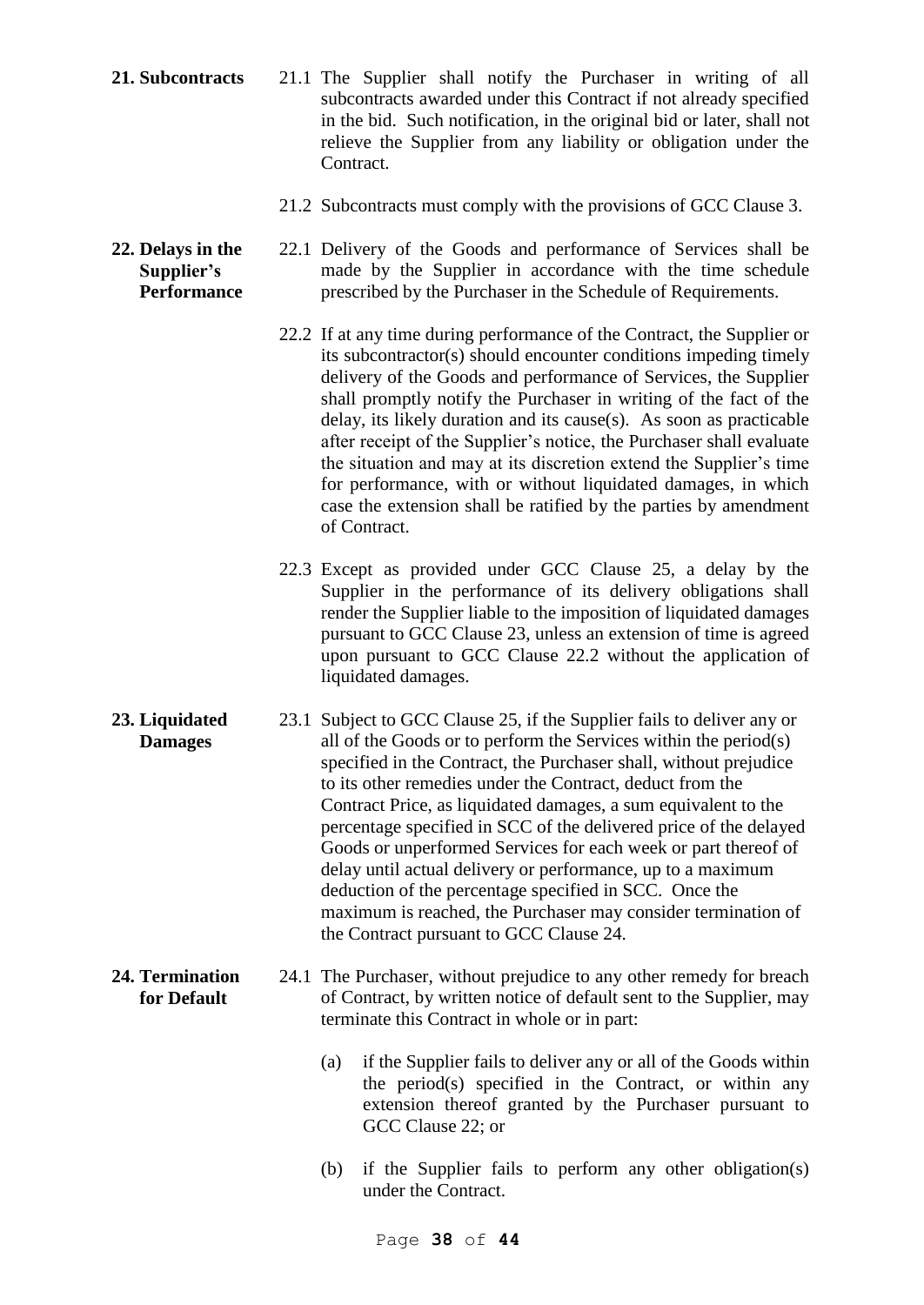**21. Subcontracts**

21.1 The Supplier shall notify the Purchaser in writing of all subcontracts awarded under this Contract if not already specified in the bid. Such notification, in the original bid or later, shall not relieve the Supplier from any liability or obligation under the Contract.

21.2 Subcontracts must comply with the provisions of GCC Clause 3.

**22. Delays in the Supplier's Performance**

22.1 Delivery of the Goods and performance of Services shall be made by the Supplier in accordance with the time schedule prescribed by the Purchaser in the Schedule of Requirements.

22.2 If at any time during performance of the Contract, the Supplier or its subcontractor(s) should encounter conditions impeding timely delivery of the Goods and performance of Services, the Supplier shall promptly notify the Purchaser in writing of the fact of the delay, its likely duration and its cause(s). As soon as practicable after receipt of the Supplier's notice, the Purchaser shall evaluate the situation and may at its discretion extend the Supplier's time for performance, with or without liquidated damages, in which case the extension shall be ratified by the parties by amendment of Contract.

22.3 Except as provided under GCC Clause 25, a delay by the Supplier in the performance of its delivery obligations shall render the Supplier liable to the imposition of liquidated damages pursuant to GCC Clause 23, unless an extension of time is agreed upon pursuant to GCC Clause 22.2 without the application of liquidated damages.

**23. Liquidated Damages**

23.1 Subject to GCC Clause 25, if the Supplier fails to deliver any or all of the Goods or to perform the Services within the period(s) specified in the Contract, the Purchaser shall, without prejudice to its other remedies under the Contract, deduct from the Contract Price, as liquidated damages, a sum equivalent to the percentage specified in SCC of the delivered price of the delayed Goods or unperformed Services for each week or part thereof of delay until actual delivery or performance, up to a maximum deduction of the percentage specified in SCC. Once the maximum is reached, the Purchaser may consider termination of the Contract pursuant to GCC Clause 24.

**24. Termination for Default**

24.1 The Purchaser, without prejudice to any other remedy for breach of Contract, by written notice of default sent to the Supplier, may terminate this Contract in whole or in part:

(a) if the Supplier fails to deliver any or all of the Goods within the period(s) specified in the Contract, or within any extension thereof granted by the Purchaser pursuant to GCC Clause 22; or

(b) if the Supplier fails to perform any other obligation(s) under the Contract.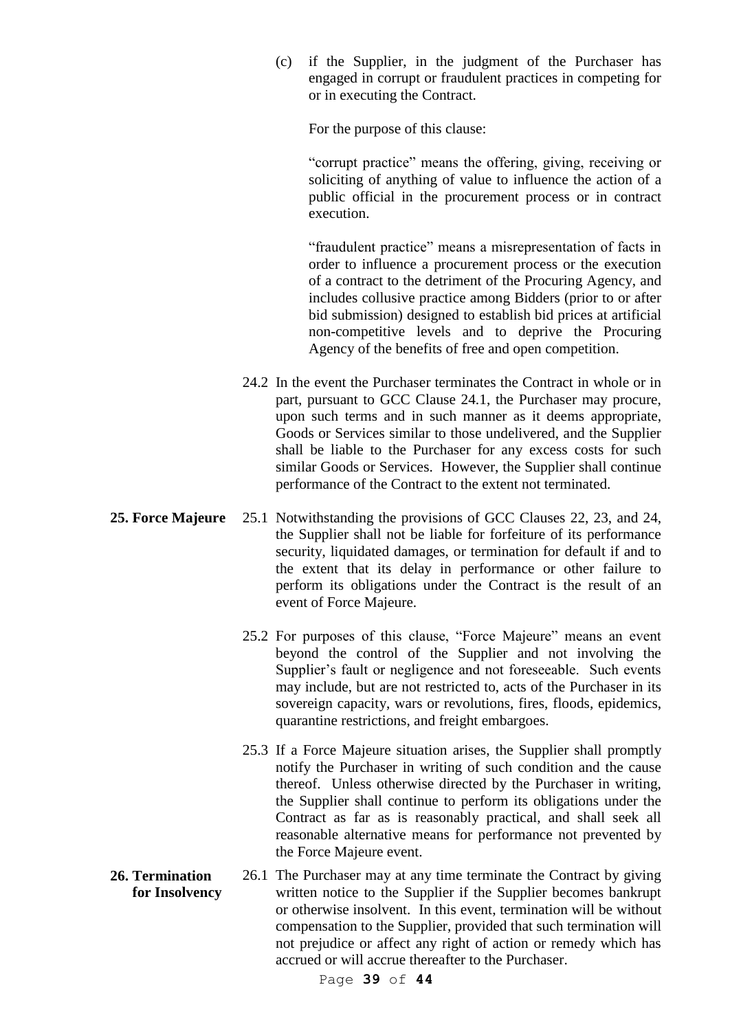(c) if the Supplier, in the judgment of the Purchaser has engaged in corrupt or fraudulent practices in competing for or in executing the Contract.

For the purpose of this clause:

"corrupt practice" means the offering, giving, receiving or soliciting of anything of value to influence the action of a public official in the procurement process or in contract execution.

"fraudulent practice" means a misrepresentation of facts in order to influence a procurement process or the execution of a contract to the detriment of the Procuring Agency, and includes collusive practice among Bidders (prior to or after bid submission) designed to establish bid prices at artificial non-competitive levels and to deprive the Procuring Agency of the benefits of free and open competition.

24.2 In the event the Purchaser terminates the Contract in whole or in part, pursuant to GCC Clause 24.1, the Purchaser may procure, upon such terms and in such manner as it deems appropriate, Goods or Services similar to those undelivered, and the Supplier shall be liable to the Purchaser for any excess costs for such similar Goods or Services. However, the Supplier shall continue performance of the Contract to the extent not terminated.

**25. Force Majeure**

25.1 Notwithstanding the provisions of GCC Clauses 22, 23, and 24, the Supplier shall not be liable for forfeiture of its performance security, liquidated damages, or termination for default if and to the extent that its delay in performance or other failure to perform its obligations under the Contract is the result of an event of Force Majeure.

25.2 For purposes of this clause, "Force Majeure" means an event beyond the control of the Supplier and not involving the Supplier's fault or negligence and not foreseeable. Such events may include, but are not restricted to, acts of the Purchaser in its sovereign capacity, wars or revolutions, fires, floods, epidemics, quarantine restrictions, and freight embargoes.

25.3 If a Force Majeure situation arises, the Supplier shall promptly notify the Purchaser in writing of such condition and the cause thereof. Unless otherwise directed by the Purchaser in writing, the Supplier shall continue to perform its obligations under the Contract as far as is reasonably practical, and shall seek all reasonable alternative means for performance not prevented by the Force Majeure event.

**26. Termination for Insolvency**

26.1 The Purchaser may at any time terminate the Contract by giving written notice to the Supplier if the Supplier becomes bankrupt or otherwise insolvent. In this event, termination will be without compensation to the Supplier, provided that such termination will not prejudice or affect any right of action or remedy which has accrued or will accrue thereafter to the Purchaser.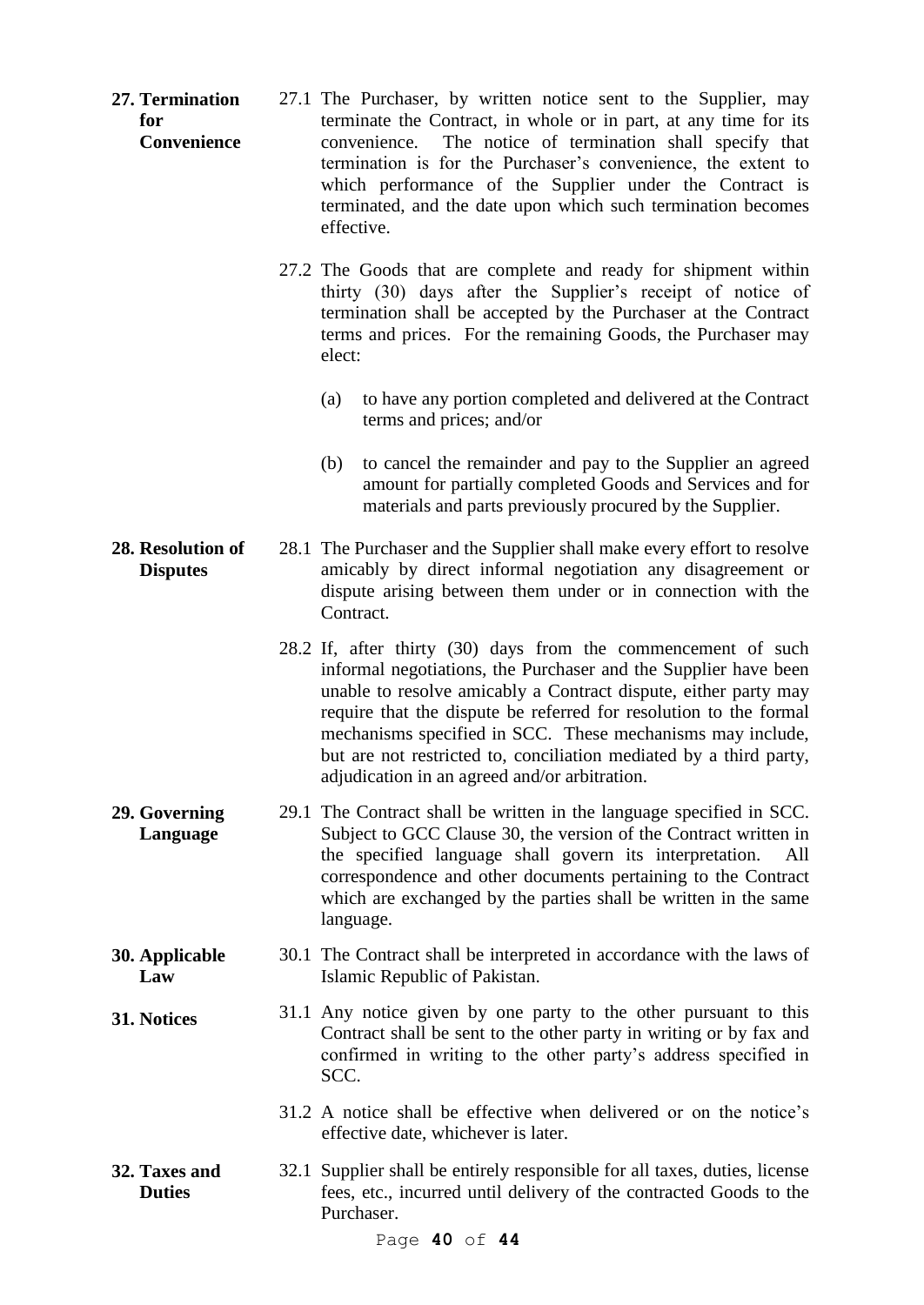**27. Termination for Convenience**

27.1 The Purchaser, by written notice sent to the Supplier, may terminate the Contract, in whole or in part, at any time for its convenience. The notice of termination shall specify that termination is for the Purchaser's convenience, the extent to which performance of the Supplier under the Contract is terminated, and the date upon which such termination becomes effective.

27.2 The Goods that are complete and ready for shipment within thirty (30) days after the Supplier's receipt of notice of termination shall be accepted by the Purchaser at the Contract terms and prices. For the remaining Goods, the Purchaser may elect:

(a) to have any portion completed and delivered at the Contract terms and prices; and/or

(b) to cancel the remainder and pay to the Supplier an agreed amount for partially completed Goods and Services and for materials and parts previously procured by the Supplier.

**28. Resolution of Disputes**

28.1 The Purchaser and the Supplier shall make every effort to resolve amicably by direct informal negotiation any disagreement or dispute arising between them under or in connection with the Contract.

28.2 If, after thirty (30) days from the commencement of such informal negotiations, the Purchaser and the Supplier have been unable to resolve amicably a Contract dispute, either party may require that the dispute be referred for resolution to the formal mechanisms specified in SCC. These mechanisms may include, but are not restricted to, conciliation mediated by a third party, adjudication in an agreed and/or arbitration.

**29. Governing Language**

29.1 The Contract shall be written in the language specified in SCC. Subject to GCC Clause 30, the version of the Contract written in the specified language shall govern its interpretation. All correspondence and other documents pertaining to the Contract which are exchanged by the parties shall be written in the same language.

**30. Applicable Law**

30.1 The Contract shall be interpreted in accordance with the laws of Islamic Republic of Pakistan.

**31. Notices**

31.1 Any notice given by one party to the other pursuant to this Contract shall be sent to the other party in writing or by fax and confirmed in writing to the other party's address specified in SCC.

31.2 A notice shall be effective when delivered or on the notice's effective date, whichever is later.

**32. Taxes and Duties**

32.1 Supplier shall be entirely responsible for all taxes, duties, license fees, etc., incurred until delivery of the contracted Goods to the Purchaser.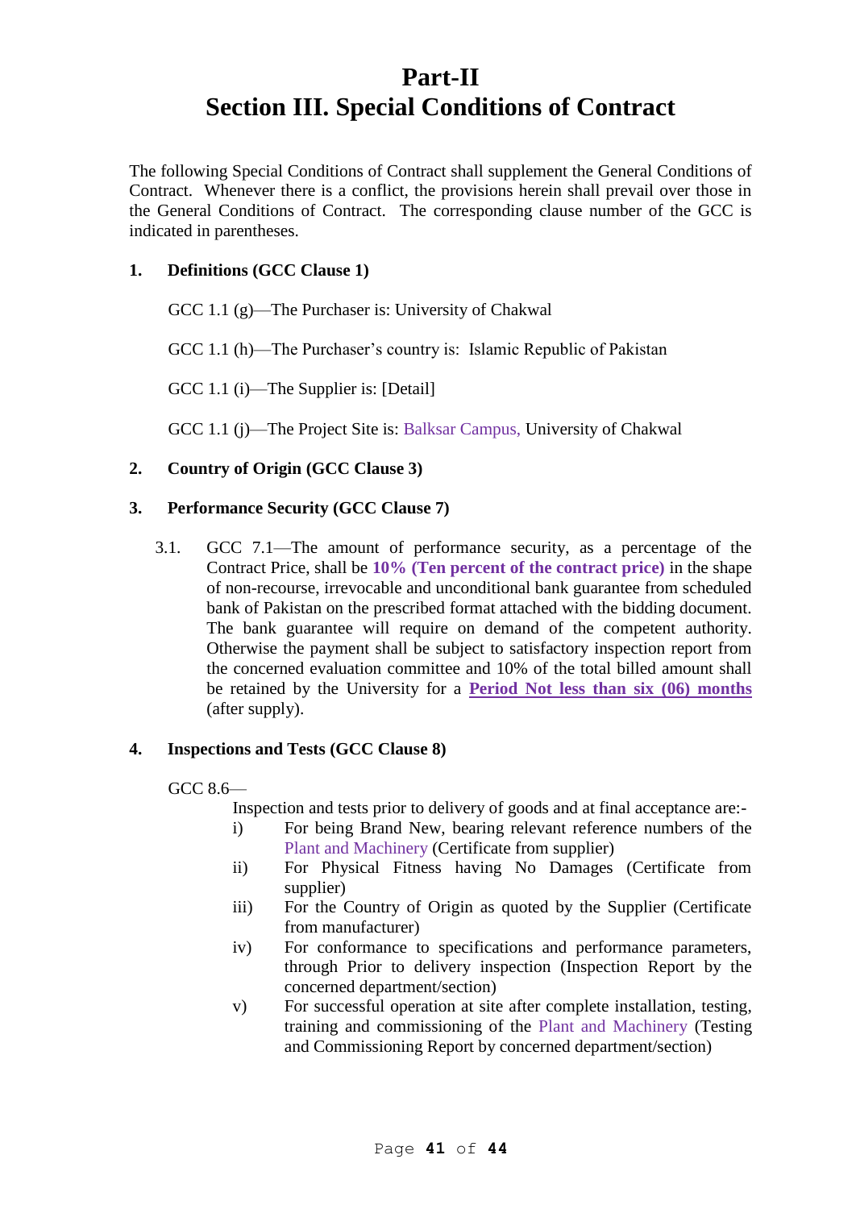# Part-II
# Section III. Special Conditions of Contract

The following Special Conditions of Contract shall supplement the General Conditions of Contract. Whenever there is a conflict, the provisions herein shall prevail over those in the General Conditions of Contract. The corresponding clause number of the GCC is indicated in parentheses.

**1. Definitions (GCC Clause 1)**

GCC 1.1 (g)—The Purchaser is: University of Chakwal

GCC 1.1 (h)—The Purchaser's country is: Islamic Republic of Pakistan

GCC 1.1 (i)—The Supplier is: [Detail]

GCC 1.1 (j)—The Project Site is: Balksar Campus, University of Chakwal

**2. Country of Origin (GCC Clause 3)**

**3. Performance Security (GCC Clause 7)**

3.1. GCC 7.1—The amount of performance security, as a percentage of the Contract Price, shall be **10% (Ten percent of the contract price)** in the shape of non-recourse, irrevocable and unconditional bank guarantee from scheduled bank of Pakistan on the prescribed format attached with the bidding document. The bank guarantee will require on demand of the competent authority. Otherwise the payment shall be subject to satisfactory inspection report from the concerned evaluation committee and 10% of the total billed amount shall be retained by the University for a **Period Not less than six (06) months** (after supply).

**4. Inspections and Tests (GCC Clause 8)**

GCC 8.6—

Inspection and tests prior to delivery of goods and at final acceptance are:-

i) For being Brand New, bearing relevant reference numbers of the Plant and Machinery (Certificate from supplier)

ii) For Physical Fitness having No Damages (Certificate from supplier)

iii) For the Country of Origin as quoted by the Supplier (Certificate from manufacturer)

iv) For conformance to specifications and performance parameters, through Prior to delivery inspection (Inspection Report by the concerned department/section)

v) For successful operation at site after complete installation, testing, training and commissioning of the Plant and Machinery (Testing and Commissioning Report by concerned department/section)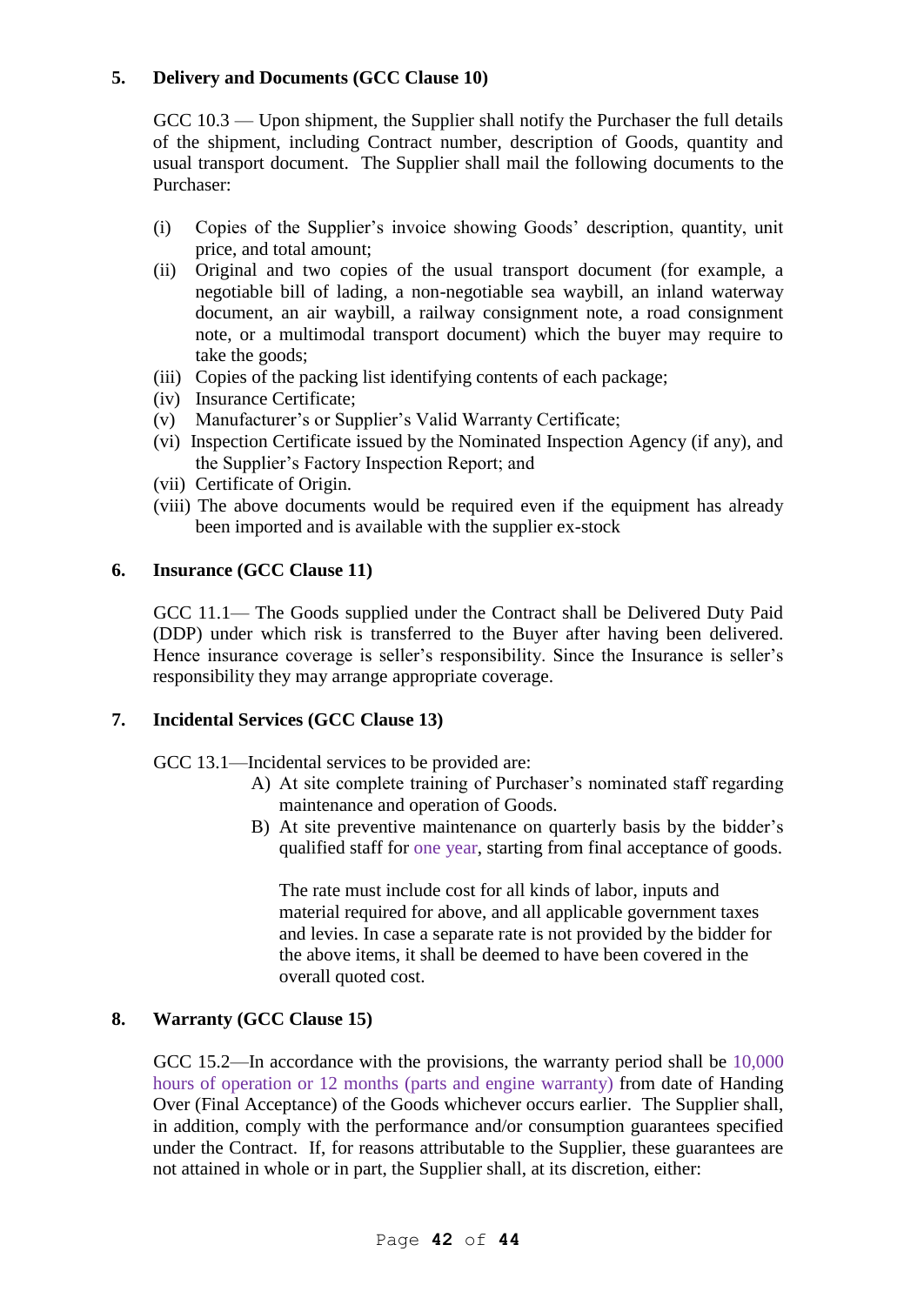**5. Delivery and Documents (GCC Clause 10)**

GCC 10.3 — Upon shipment, the Supplier shall notify the Purchaser the full details of the shipment, including Contract number, description of Goods, quantity and usual transport document. The Supplier shall mail the following documents to the Purchaser:

(i) Copies of the Supplier's invoice showing Goods' description, quantity, unit price, and total amount;
(ii) Original and two copies of the usual transport document (for example, a negotiable bill of lading, a non-negotiable sea waybill, an inland waterway document, an air waybill, a railway consignment note, a road consignment note, or a multimodal transport document) which the buyer may require to take the goods;
(iii) Copies of the packing list identifying contents of each package;
(iv) Insurance Certificate;
(v) Manufacturer's or Supplier's Valid Warranty Certificate;
(vi) Inspection Certificate issued by the Nominated Inspection Agency (if any), and the Supplier's Factory Inspection Report; and
(vii) Certificate of Origin.
(viii) The above documents would be required even if the equipment has already been imported and is available with the supplier ex-stock

**6. Insurance (GCC Clause 11)**

GCC 11.1— The Goods supplied under the Contract shall be Delivered Duty Paid (DDP) under which risk is transferred to the Buyer after having been delivered. Hence insurance coverage is seller's responsibility. Since the Insurance is seller's responsibility they may arrange appropriate coverage.

**7. Incidental Services (GCC Clause 13)**

GCC 13.1—Incidental services to be provided are:

A) At site complete training of Purchaser's nominated staff regarding maintenance and operation of Goods.
B) At site preventive maintenance on quarterly basis by the bidder's qualified staff for one year, starting from final acceptance of goods.

The rate must include cost for all kinds of labor, inputs and material required for above, and all applicable government taxes and levies. In case a separate rate is not provided by the bidder for the above items, it shall be deemed to have been covered in the overall quoted cost.

**8. Warranty (GCC Clause 15)**

GCC 15.2—In accordance with the provisions, the warranty period shall be 10,000 hours of operation or 12 months (parts and engine warranty) from date of Handing Over (Final Acceptance) of the Goods whichever occurs earlier. The Supplier shall, in addition, comply with the performance and/or consumption guarantees specified under the Contract. If, for reasons attributable to the Supplier, these guarantees are not attained in whole or in part, the Supplier shall, at its discretion, either: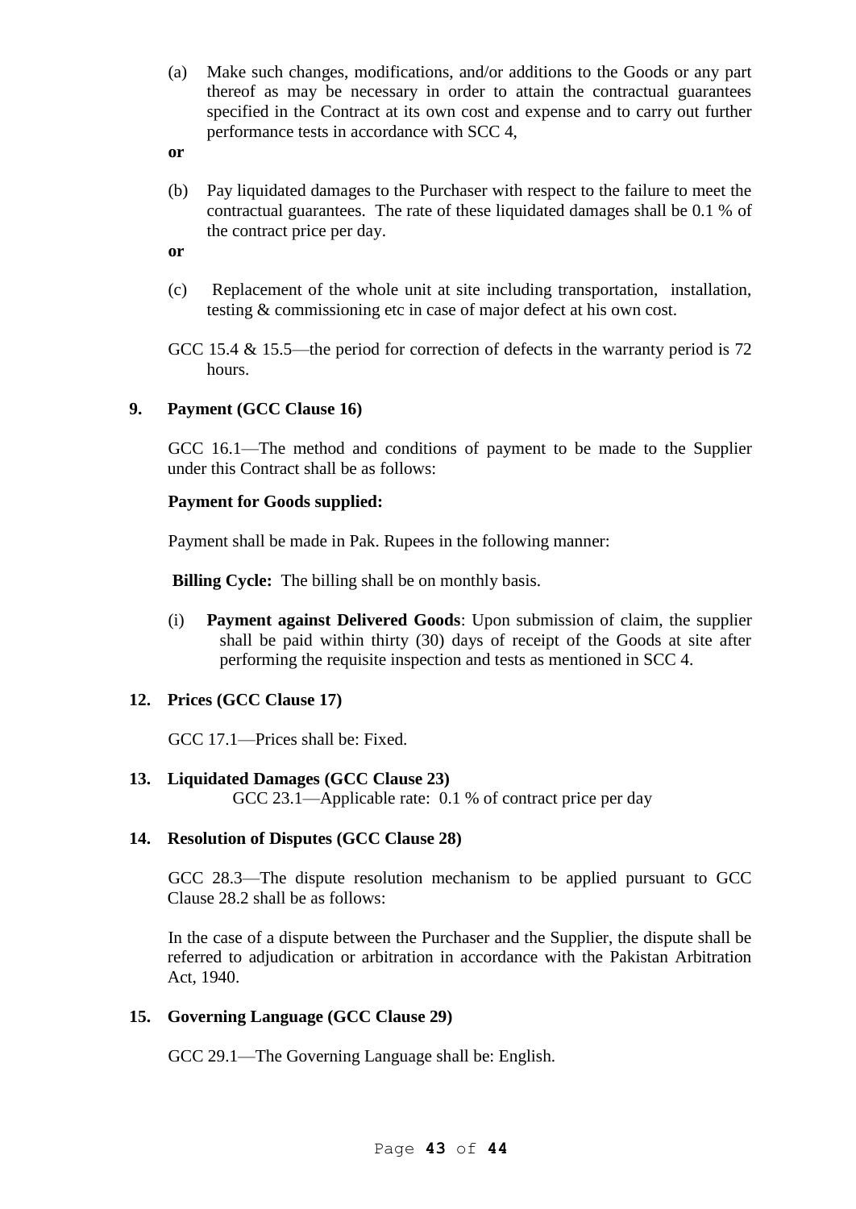(a) Make such changes, modifications, and/or additions to the Goods or any part thereof as may be necessary in order to attain the contractual guarantees specified in the Contract at its own cost and expense and to carry out further performance tests in accordance with SCC 4,

**or**

(b) Pay liquidated damages to the Purchaser with respect to the failure to meet the contractual guarantees. The rate of these liquidated damages shall be 0.1 % of the contract price per day.

**or**

(c) Replacement of the whole unit at site including transportation, installation, testing & commissioning etc in case of major defect at his own cost.

GCC 15.4 & 15.5—the period for correction of defects in the warranty period is 72 hours.

## 9. Payment (GCC Clause 16)

GCC 16.1—The method and conditions of payment to be made to the Supplier under this Contract shall be as follows:

**Payment for Goods supplied:**

Payment shall be made in Pak. Rupees in the following manner:

**Billing Cycle:** The billing shall be on monthly basis.

(i) **Payment against Delivered Goods**: Upon submission of claim, the supplier shall be paid within thirty (30) days of receipt of the Goods at site after performing the requisite inspection and tests as mentioned in SCC 4.

## 12. Prices (GCC Clause 17)

GCC 17.1—Prices shall be: Fixed.

## 13. Liquidated Damages (GCC Clause 23)

GCC 23.1—Applicable rate: 0.1 % of contract price per day

## 14. Resolution of Disputes (GCC Clause 28)

GCC 28.3—The dispute resolution mechanism to be applied pursuant to GCC Clause 28.2 shall be as follows:

In the case of a dispute between the Purchaser and the Supplier, the dispute shall be referred to adjudication or arbitration in accordance with the Pakistan Arbitration Act, 1940.

## 15. Governing Language (GCC Clause 29)

GCC 29.1—The Governing Language shall be: English.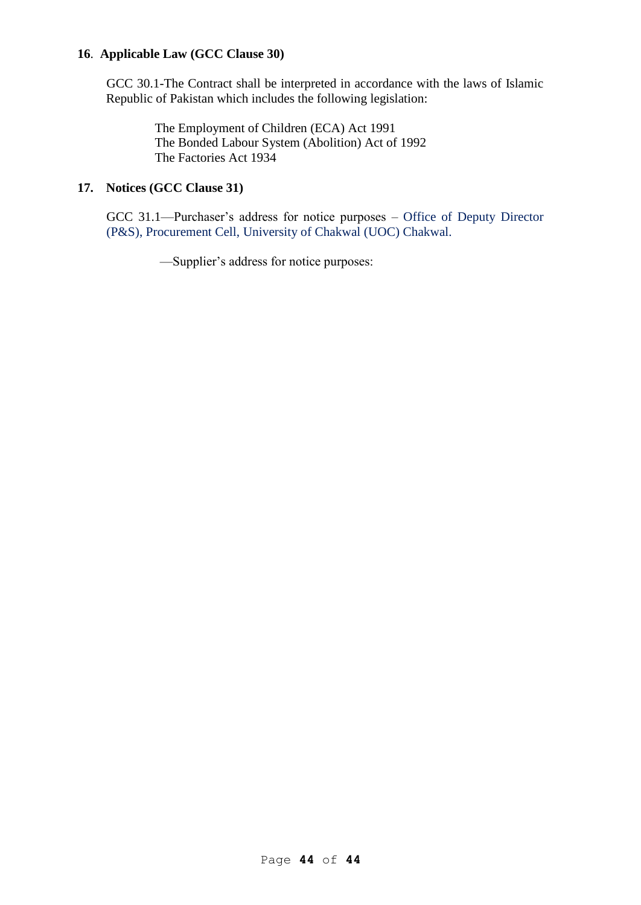**16. Applicable Law (GCC Clause 30)**

GCC 30.1-The Contract shall be interpreted in accordance with the laws of Islamic Republic of Pakistan which includes the following legislation:

The Employment of Children (ECA) Act 1991
The Bonded Labour System (Abolition) Act of 1992
The Factories Act 1934

**17. Notices (GCC Clause 31)**

GCC 31.1—Purchaser's address for notice purposes – Office of Deputy Director (P&S), Procurement Cell, University of Chakwal (UOC) Chakwal.

—Supplier's address for notice purposes: